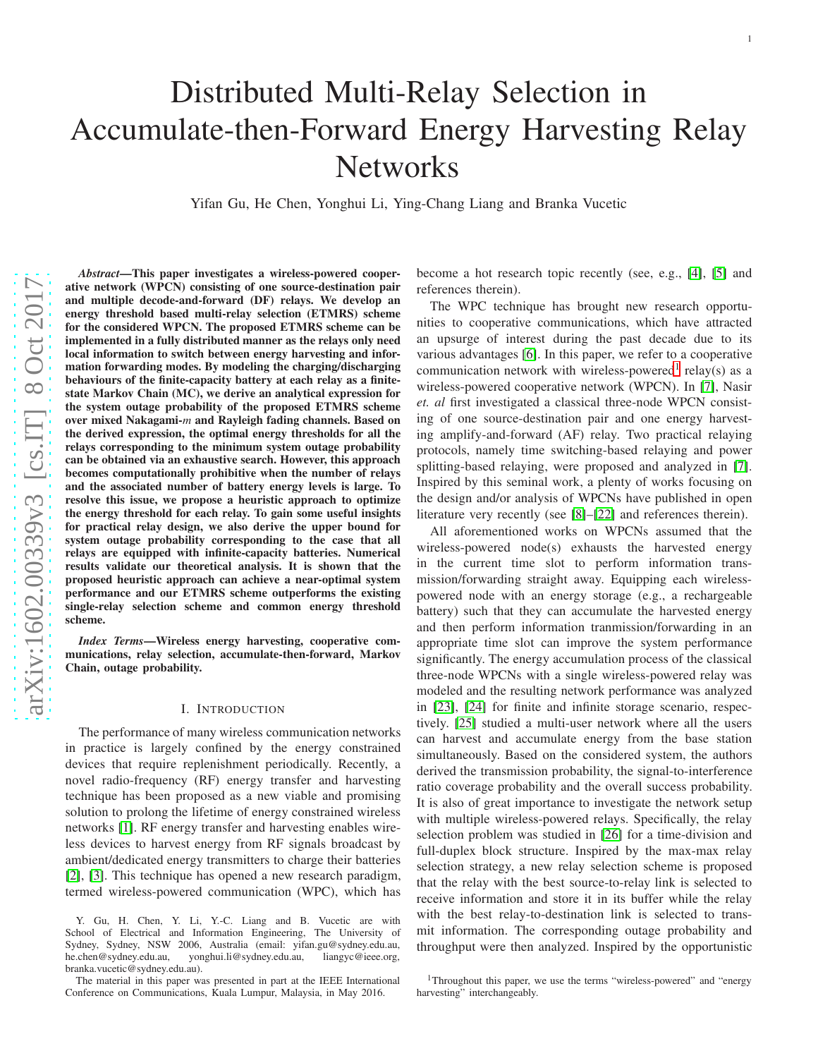# Distributed Multi-Relay Selection in Accumulate-then-Forward Energy Harvesting Relay Networks

Yifan Gu, He Chen, Yonghui Li, Ying-Chang Liang and Branka Vucetic

***Abstract*—This paper investigates a wireless-powered cooperative network (WPCN) consisting of one source-destination pair and multiple decode-and-forward (DF) relays. We develop an energy threshold based multi-relay selection (ETMRS) scheme for the considered WPCN. The proposed ETMRS scheme can be implemented in a fully distributed manner as the relays only need local information to switch between energy harvesting and information forwarding modes. By modeling the charging/discharging behaviours of the finite-capacity battery at each relay as a finite-state Markov Chain (MC), we derive an analytical expression for the system outage probability of the proposed ETMRS scheme over mixed Nakagami-*m* and Rayleigh fading channels. Based on the derived expression, the optimal energy thresholds for all the relays corresponding to the minimum system outage probability can be obtained via an exhaustive search. However, this approach becomes computationally prohibitive when the number of relays and the associated number of battery energy levels is large. To resolve this issue, we propose a heuristic approach to optimize the energy threshold for each relay. To gain some useful insights for practical relay design, we also derive the upper bound for system outage probability corresponding to the case that all relays are equipped with infinite-capacity batteries. Numerical results validate our theoretical analysis. It is shown that the proposed heuristic approach can achieve a near-optimal system performance and our ETMRS scheme outperforms the existing single-relay selection scheme and common energy threshold scheme.**

***Index Terms*—Wireless energy harvesting, cooperative communications, relay selection, accumulate-then-forward, Markov Chain, outage probability.**

## I. Introduction

The performance of many wireless communication networks in practice is largely confined by the energy constrained devices that require replenishment periodically. Recently, a novel radio-frequency (RF) energy transfer and harvesting technique has been proposed as a new viable and promising solution to prolong the lifetime of energy constrained wireless networks [1]. RF energy transfer and harvesting enables wireless devices to harvest energy from RF signals broadcast by ambient/dedicated energy transmitters to charge their batteries [2], [3]. This technique has opened a new research paradigm, termed wireless-powered communication (WPC), which has become a hot research topic recently (see, e.g., [4], [5] and references therein).

The WPC technique has brought new research opportunities to cooperative communications, which have attracted an upsurge of interest during the past decade due to its various advantages [6]. In this paper, we refer to a cooperative communication network with wireless-powered[1] relay(s) as a wireless-powered cooperative network (WPCN). In [7], Nasir *et. al* first investigated a classical three-node WPCN consisting of one source-destination pair and one energy harvesting amplify-and-forward (AF) relay. Two practical relaying protocols, namely time switching-based relaying and power splitting-based relaying, were proposed and analyzed in [7]. Inspired by this seminal work, a plenty of works focusing on the design and/or analysis of WPCNs have published in open literature very recently (see [8]–[22] and references therein).

All aforementioned works on WPCNs assumed that the wireless-powered node(s) exhausts the harvested energy in the current time slot to perform information transmission/forwarding straight away. Equipping each wireless-powered node with an energy storage (e.g., a rechargeable battery) such that they can accumulate the harvested energy and then perform information tranmission/forwarding in an appropriate time slot can improve the system performance significantly. The energy accumulation process of the classical three-node WPCNs with a single wireless-powered relay was modeled and the resulting network performance was analyzed in [23], [24] for finite and infinite storage scenario, respectively. [25] studied a multi-user network where all the users can harvest and accumulate energy from the base station simultaneously. Based on the considered system, the authors derived the transmission probability, the signal-to-interference ratio coverage probability and the overall success probability. It is also of great importance to investigate the network setup with multiple wireless-powered relays. Specifically, the relay selection problem was studied in [26] for a time-division and full-duplex block structure. Inspired by the max-max relay selection strategy, a new relay selection scheme is proposed that the relay with the best source-to-relay link is selected to receive information and store it in its buffer while the relay with the best relay-to-destination link is selected to transmit information. The corresponding outage probability and throughput were then analyzed. Inspired by the opportunistic

Y. Gu, H. Chen, Y. Li, Y.-C. Liang and B. Vucetic are with School of Electrical and Information Engineering, The University of Sydney, Sydney, NSW 2006, Australia (email: yifan.gu@sydney.edu.au, he.chen@sydney.edu.au, yonghui.li@sydney.edu.au, liangyc@ieee.org, branka.vucetic@sydney.edu.au).

The material in this paper was presented in part at the IEEE International Conference on Communications, Kuala Lumpur, Malaysia, in May 2016.

[1] Throughout this paper, we use the terms "wireless-powered" and "energy harvesting" interchangeably.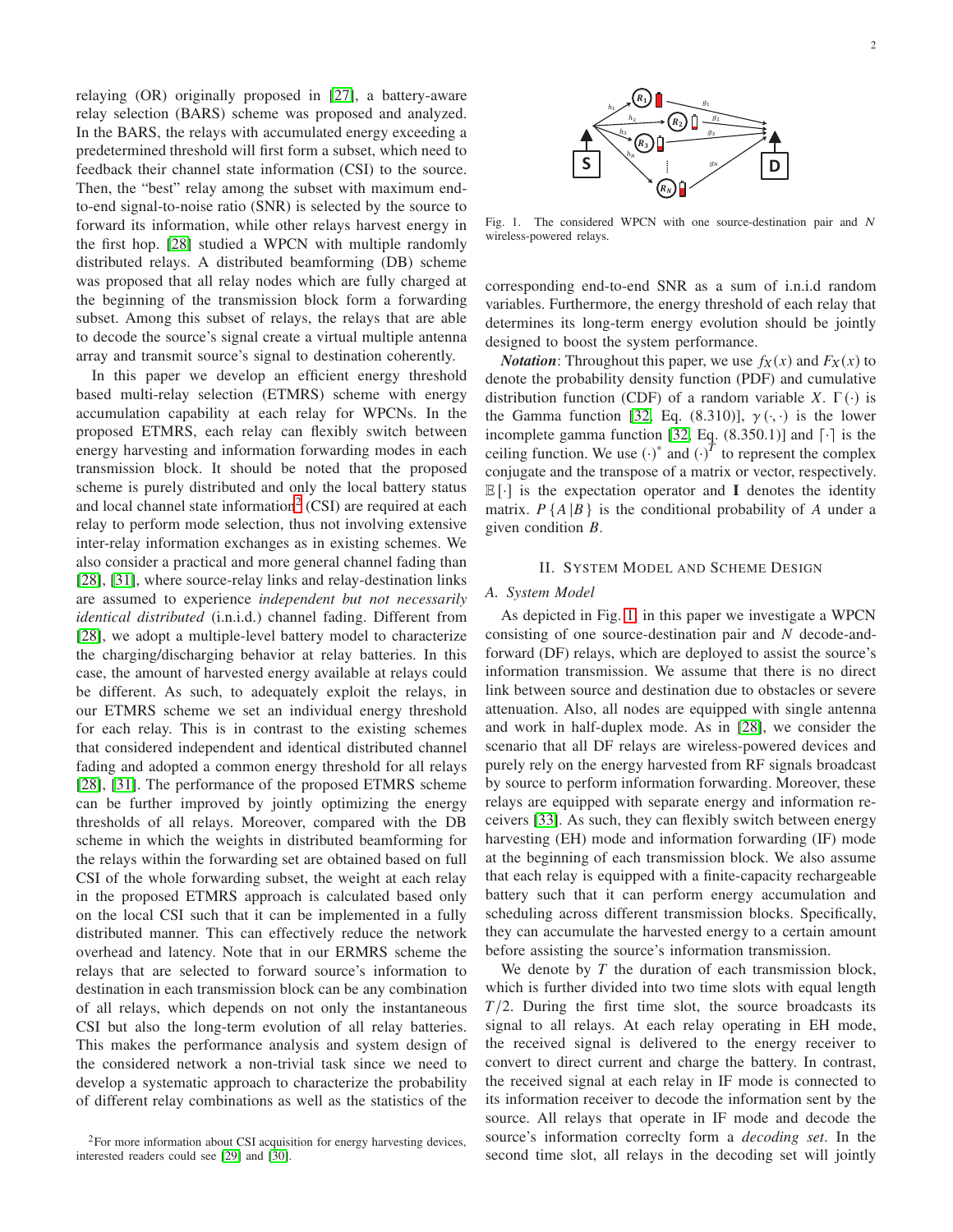relaying (OR) originally proposed in [27], a battery-aware relay selection (BARS) scheme was proposed and analyzed. In the BARS, the relays with accumulated energy exceeding a predetermined threshold will first form a subset, which need to feedback their channel state information (CSI) to the source. Then, the "best" relay among the subset with maximum end-to-end signal-to-noise ratio (SNR) is selected by the source to forward its information, while other relays harvest energy in the first hop. [28] studied a WPCN with multiple randomly distributed relays. A distributed beamforming (DB) scheme was proposed that all relay nodes which are fully charged at the beginning of the transmission block form a forwarding subset. Among this subset of relays, the relays that are able to decode the source's signal create a virtual multiple antenna array and transmit source's signal to destination coherently.

In this paper we develop an efficient energy threshold based multi-relay selection (ETMRS) scheme with energy accumulation capability at each relay for WPCNs. In the proposed ETMRS, each relay can flexibly switch between energy harvesting and information forwarding modes in each transmission block. It should be noted that the proposed scheme is purely distributed and only the local battery status and local channel state information[2] (CSI) are required at each relay to perform mode selection, thus not involving extensive inter-relay information exchanges as in existing schemes. We also consider a practical and more general channel fading than [28], [31], where source-relay links and relay-destination links are assumed to experience *independent but not necessarily identical distributed* (i.n.i.d.) channel fading. Different from [28], we adopt a multiple-level battery model to characterize the charging/discharging behavior at relay batteries. In this case, the amount of harvested energy available at relays could be different. As such, to adequately exploit the relays, in our ETMRS scheme we set an individual energy threshold for each relay. This is in contrast to the existing schemes that considered independent and identical distributed channel fading and adopted a common energy threshold for all relays [28], [31]. The performance of the proposed ETMRS scheme can be further improved by jointly optimizing the energy thresholds of all relays. Moreover, compared with the DB scheme in which the weights in distributed beamforming for the relays within the forwarding set are obtained based on full CSI of the whole forwarding subset, the weight at each relay in the proposed ETMRS approach is calculated based only on the local CSI such that it can be implemented in a fully distributed manner. This can effectively reduce the network overhead and latency. Note that in our ERMRS scheme the relays that are selected to forward source's information to destination in each transmission block can be any combination of all relays, which depends on not only the instantaneous CSI but also the long-term evolution of all relay batteries. This makes the performance analysis and system design of the considered network a non-trivial task since we need to develop a systematic approach to characterize the probability of different relay combinations as well as the statistics of the corresponding end-to-end SNR as a sum of i.n.i.d random variables. Furthermore, the energy threshold of each relay that determines its long-term energy evolution should be jointly designed to boost the system performance.

[2]For more information about CSI acquisition for energy harvesting devices, interested readers could see [29] and [30].

S
D
$R_1$
$R_2$
$R_3$
$R_N$
$h_1$
$h_2$
$h_3$
$h_N$
$g_1$
$g_2$
$g_3$
$g_N$

Fig. 1. The considered WPCN with one source-destination pair and $N$ wireless-powered relays.

*Notation*: Throughout this paper, we use $f_X(x)$ and $F_X(x)$ to denote the probability density function (PDF) and cumulative distribution function (CDF) of a random variable $X$. $\Gamma(\cdot)$ is the Gamma function [32, Eq. (8.310)], $\gamma(\cdot,\cdot)$ is the lower incomplete gamma function [32, Eq. (8.350.1)] and $\lceil\cdot\rceil$ is the ceiling function. We use $(\cdot)^*$ and $(\cdot)^T$ to represent the complex conjugate and the transpose of a matrix or vector, respectively. $\mathbb{E}[\cdot]$ is the expectation operator and $\mathbf{I}$ denotes the identity matrix. $P\{A|B\}$ is the conditional probability of $A$ under a given condition $B$.

## II. System Model and Scheme Design

### A. System Model

As depicted in Fig. 1, in this paper we investigate a WPCN consisting of one source-destination pair and $N$ decode-and-forward (DF) relays, which are deployed to assist the source's information transmission. We assume that there is no direct link between source and destination due to obstacles or severe attenuation. Also, all nodes are equipped with single antenna and work in half-duplex mode. As in [28], we consider the scenario that all DF relays are wireless-powered devices and purely rely on the energy harvested from RF signals broadcast by source to perform information forwarding. Moreover, these relays are equipped with separate energy and information receivers [33]. As such, they can flexibly switch between energy harvesting (EH) mode and information forwarding (IF) mode at the beginning of each transmission block. We also assume that each relay is equipped with a finite-capacity rechargeable battery such that it can perform energy accumulation and scheduling across different transmission blocks. Specifically, they can accumulate the harvested energy to a certain amount before assisting the source's information transmission.

We denote by $T$ the duration of each transmission block, which is further divided into two time slots with equal length $T/2$. During the first time slot, the source broadcasts its signal to all relays. At each relay operating in EH mode, the received signal is delivered to the energy receiver to convert to direct current and charge the battery. In contrast, the received signal at each relay in IF mode is connected to its information receiver to decode the information sent by the source. All relays that operate in IF mode and decode the source's information correclty form a *decoding set*. In the second time slot, all relays in the decoding set will jointly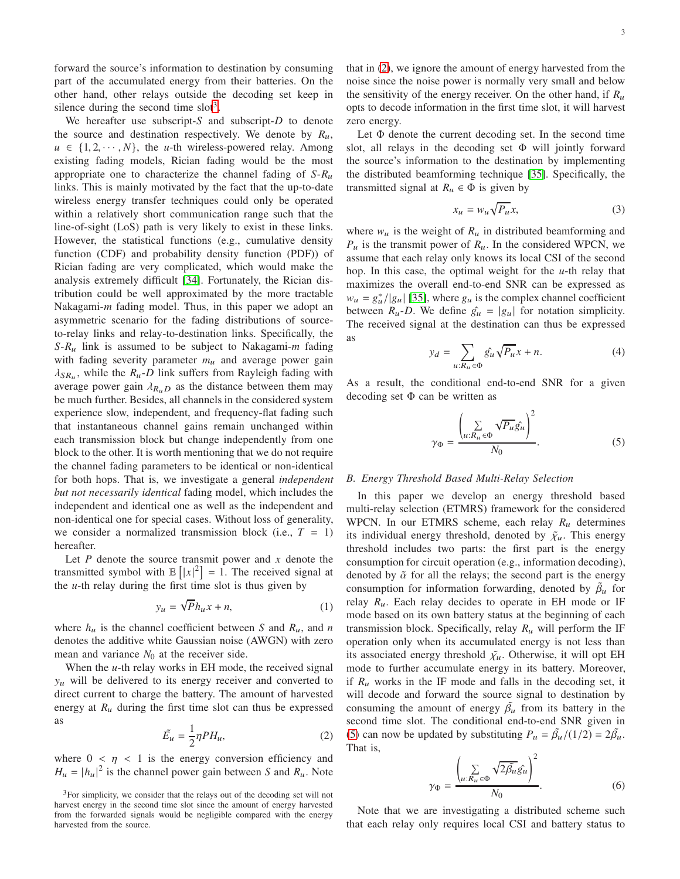forward the source's information to destination by consuming part of the accumulated energy from their batteries. On the other hand, other relays outside the decoding set keep in silence during the second time slot[3].

We hereafter use subscript-$S$ and subscript-$D$ to denote the source and destination respectively. We denote by $R_u$, $u \in \{1, 2, \cdots, N\}$, the $u$-th wireless-powered relay. Among existing fading models, Rician fading would be the most appropriate one to characterize the channel fading of $S$-$R_u$ links. This is mainly motivated by the fact that the up-to-date wireless energy transfer techniques could only be operated within a relatively short communication range such that the line-of-sight (LoS) path is very likely to exist in these links. However, the statistical functions (e.g., cumulative density function (CDF) and probability density function (PDF)) of Rician fading are very complicated, which would make the analysis extremely difficult [34]. Fortunately, the Rician distribution could be well approximated by the more tractable Nakagami-$m$ fading model. Thus, in this paper we adopt an asymmetric scenario for the fading distributions of source-to-relay links and relay-to-destination links. Specifically, the $S$-$R_u$ link is assumed to be subject to Nakagami-$m$ fading with fading severity parameter $m_u$ and average power gain $\lambda_{SR_u}$, while the $R_u$-$D$ link suffers from Rayleigh fading with average power gain $\lambda_{R_uD}$ as the distance between them may be much further. Besides, all channels in the considered system experience slow, independent, and frequency-flat fading such that instantaneous channel gains remain unchanged within each transmission block but change independently from one block to the other. It is worth mentioning that we do not require the channel fading parameters to be identical or non-identical for both hops. That is, we investigate a general *independent but not necessarily identical* fading model, which includes the independent and identical one as well as the independent and non-identical one for special cases. Without loss of generality, we consider a normalized transmission block (i.e., $T = 1$) hereafter.

Let $P$ denote the source transmit power and $x$ denote the transmitted symbol with $\mathbb{E}\left[|x|^2\right] = 1$. The received signal at the $u$-th relay during the first time slot is thus given by

$$y_u = \sqrt{P} h_u x + n, \tag{1}$$

where $h_u$ is the channel coefficient between $S$ and $R_u$, and $n$ denotes the additive white Gaussian noise (AWGN) with zero mean and variance $N_0$ at the receiver side.

When the $u$-th relay works in EH mode, the received signal $y_u$ will be delivered to its energy receiver and converted to direct current to charge the battery. The amount of harvested energy at $R_u$ during the first time slot can thus be expressed as

$$\tilde{E_u} = \frac{1}{2}\eta P H_u, \tag{2}$$

where $0 < \eta < 1$ is the energy conversion efficiency and $H_u = |h_u|^2$ is the channel power gain between $S$ and $R_u$. Note that in (2), we ignore the amount of energy harvested from the noise since the noise power is normally very small and below the sensitivity of the energy receiver. On the other hand, if $R_u$ opts to decode information in the first time slot, it will harvest zero energy.

Let $\Phi$ denote the current decoding set. In the second time slot, all relays in the decoding set $\Phi$ will jointly forward the source's information to the destination by implementing the distributed beamforming technique [35]. Specifically, the transmitted signal at $R_u \in \Phi$ is given by

$$x_u = w_u \sqrt{P_u} x, \tag{3}$$

where $w_u$ is the weight of $R_u$ in distributed beamforming and $P_u$ is the transmit power of $R_u$. In the considered WPCN, we assume that each relay only knows its local CSI of the second hop. In this case, the optimal weight for the $u$-th relay that maximizes the overall end-to-end SNR can be expressed as $w_u = g_u^*/|g_u|$ [35], where $g_u$ is the complex channel coefficient between $R_u$-$D$. We define $\hat{g_u} = |g_u|$ for notation simplicity. The received signal at the destination can thus be expressed as

$$y_d = \sum_{u:R_u \in \Phi} \hat{g_u} \sqrt{P_u} x + n. \tag{4}$$

As a result, the conditional end-to-end SNR for a given decoding set $\Phi$ can be written as

$$\gamma_\Phi = \frac{\left(\sum\limits_{u:R_u \in \Phi} \sqrt{P_u} \hat{g_u}\right)^2}{N_0}. \tag{5}$$

### B. Energy Threshold Based Multi-Relay Selection

In this paper we develop an energy threshold based multi-relay selection (ETMRS) framework for the considered WPCN. In our ETMRS scheme, each relay $R_u$ determines its individual energy threshold, denoted by $\tilde{\chi_u}$. This energy threshold includes two parts: the first part is the energy consumption for circuit operation (e.g., information decoding), denoted by $\tilde{\alpha}$ for all the relays; the second part is the energy consumption for information forwarding, denoted by $\tilde{\beta_u}$ for relay $R_u$. Each relay decides to operate in EH mode or IF mode based on its own battery status at the beginning of each transmission block. Specifically, relay $R_u$ will perform the IF operation only when its accumulated energy is not less than its associated energy threshold $\tilde{\chi_u}$. Otherwise, it will opt EH mode to further accumulate energy in its battery. Moreover, if $R_u$ works in the IF mode and falls in the decoding set, it will decode and forward the source signal to destination by consuming the amount of energy $\tilde{\beta_u}$ from its battery in the second time slot. The conditional end-to-end SNR given in (5) can now be updated by substituting $P_u = \tilde{\beta_u}/(1/2) = 2\tilde{\beta_u}$. That is,

$$\gamma_\Phi = \frac{\left(\sum\limits_{u:R_u \in \Phi} \sqrt{2\tilde{\beta_u}} \hat{g_u}\right)^2}{N_0}. \tag{6}$$

Note that we are investigating a distributed scheme such that each relay only requires local CSI and battery status to

[3]For simplicity, we consider that the relays out of the decoding set will not harvest energy in the second time slot since the amount of energy harvested from the forwarded signals would be negligible compared with the energy harvested from the source.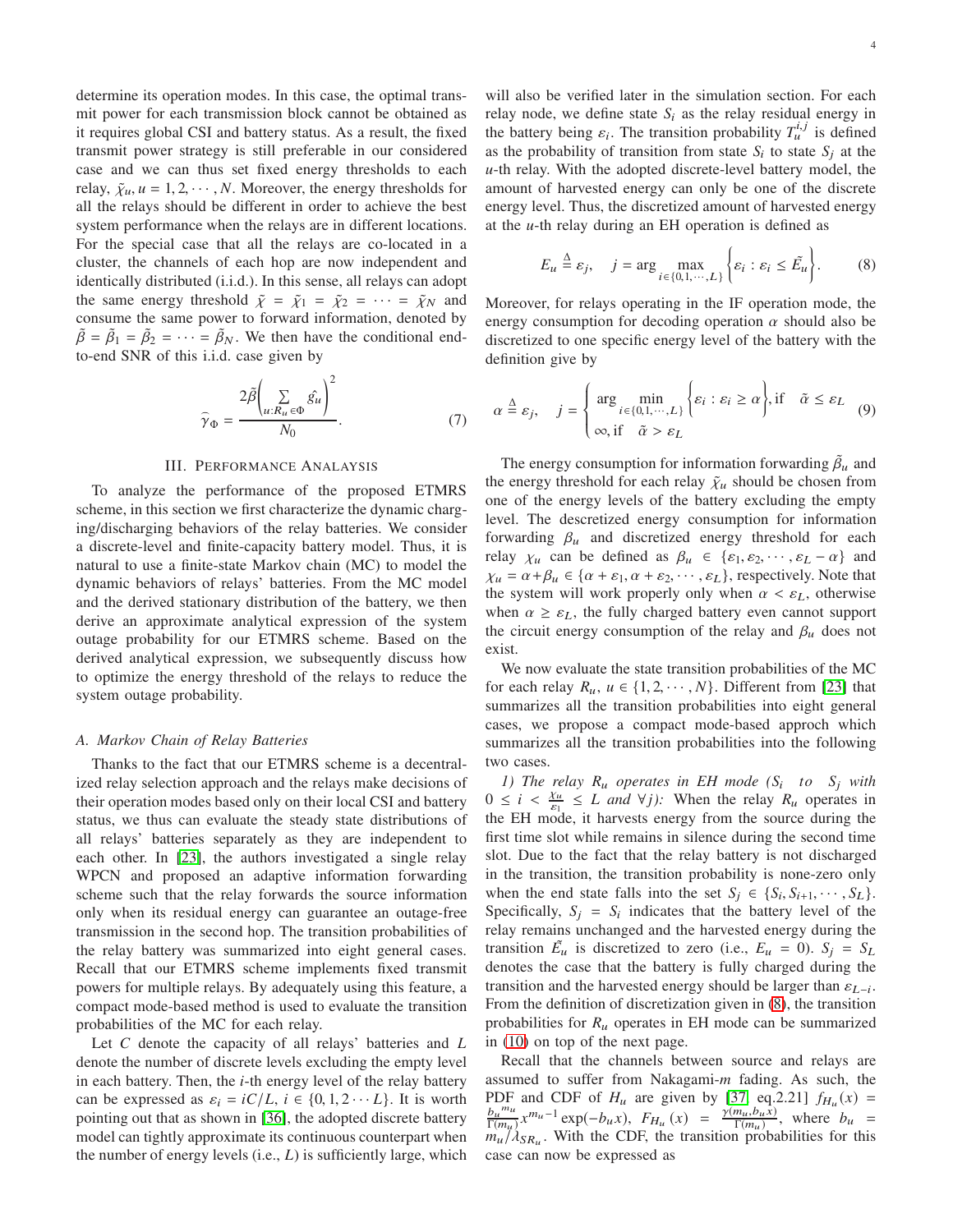determine its operation modes. In this case, the optimal transmit power for each transmission block cannot be obtained as it requires global CSI and battery status. As a result, the fixed transmit power strategy is still preferable in our considered case and we can thus set fixed energy thresholds to each relay, $\tilde{\chi}_u, u = 1, 2, \cdots, N$. Moreover, the energy thresholds for all the relays should be different in order to achieve the best system performance when the relays are in different locations. For the special case that all the relays are co-located in a cluster, the channels of each hop are now independent and identically distributed (i.i.d.). In this sense, all relays can adopt the same energy threshold $\tilde{\chi} = \tilde{\chi}_1 = \tilde{\chi}_2 = \cdots = \tilde{\chi}_N$ and consume the same power to forward information, denoted by $\tilde{\beta} = \tilde{\beta}_1 = \tilde{\beta}_2 = \cdots = \tilde{\beta}_N$. We then have the conditional end-to-end SNR of this i.i.d. case given by

$$\widehat{\gamma}_\Phi = \frac{2\tilde{\beta}\left(\sum_{u:R_u \in \Phi} \hat{g_u}\right)^2}{N_0}. \tag{7}$$

## III. Performance Anaalysis

To analyze the performance of the proposed ETMRS scheme, in this section we first characterize the dynamic charging/discharging behaviors of the relay batteries. We consider a discrete-level and finite-capacity battery model. Thus, it is natural to use a finite-state Markov chain (MC) to model the dynamic behaviors of relays' batteries. From the MC model and the derived stationary distribution of the battery, we then derive an approximate analytical expression of the system outage probability for our ETMRS scheme. Based on the derived analytical expression, we subsequently discuss how to optimize the energy threshold of the relays to reduce the system outage probability.

### A. Markov Chain of Relay Batteries

Thanks to the fact that our ETMRS scheme is a decentralized relay selection approach and the relays make decisions of their operation modes based only on their local CSI and battery status, we thus can evaluate the steady state distributions of all relays' batteries separately as they are independent to each other. In [23], the authors investigated a single relay WPCN and proposed an adaptive information forwarding scheme such that the relay forwards the source information only when its residual energy can guarantee an outage-free transmission in the second hop. The transition probabilities of the relay battery was summarized into eight general cases. Recall that our ETMRS scheme implements fixed transmit powers for multiple relays. By adequately using this feature, a compact mode-based method is used to evaluate the transition probabilities of the MC for each relay.

Let $C$ denote the capacity of all relays' batteries and $L$ denote the number of discrete levels excluding the empty level in each battery. Then, the $i$-th energy level of the relay battery can be expressed as $\varepsilon_i = iC/L$, $i \in \{0, 1, 2 \cdots L\}$. It is worth pointing out that as shown in [36], the adopted discrete battery model can tightly approximate its continuous counterpart when the number of energy levels (i.e., $L$) is sufficiently large, which will also be verified later in the simulation section. For each relay node, we define state $S_i$ as the relay residual energy in the battery being $\varepsilon_i$. The transition probability $T_u^{i,j}$ is defined as the probability of transition from state $S_i$ to state $S_j$ at the $u$-th relay. With the adopted discrete-level battery model, the amount of harvested energy can only be one of the discrete energy level. Thus, the discretized amount of harvested energy at the $u$-th relay during an EH operation is defined as

$$E_u \triangleq \varepsilon_j, \quad j = \arg \max_{i \in \{0,1,\cdots,L\}} \left\{ \varepsilon_i : \varepsilon_i \leq \tilde{E_u} \right\}. \tag{8}$$

Moreover, for relays operating in the IF operation mode, the energy consumption for decoding operation $\alpha$ should also be discretized to one specific energy level of the battery with the definition give by

$$\alpha \triangleq \varepsilon_j, \quad j = \begin{cases} \arg \min_{i \in \{0,1,\cdots,L\}} \left\{ \varepsilon_i : \varepsilon_i \geq \alpha \right\}, \text{if} \quad \tilde{\alpha} \leq \varepsilon_L \\ \infty, \text{if} \quad \tilde{\alpha} > \varepsilon_L \end{cases} \tag{9}$$

The energy consumption for information forwarding $\tilde{\beta}_u$ and the energy threshold for each relay $\tilde{\chi}_u$ should be chosen from one of the energy levels of the battery excluding the empty level. The descretized energy consumption for information forwarding $\beta_u$ and discretized energy threshold for each relay $\chi_u$ can be defined as $\beta_u \in \{\varepsilon_1, \varepsilon_2, \cdots, \varepsilon_L - \alpha\}$ and $\chi_u = \alpha + \beta_u \in \{\alpha + \varepsilon_1, \alpha + \varepsilon_2, \cdots, \varepsilon_L\}$, respectively. Note that the system will work properly only when $\alpha < \varepsilon_L$, otherwise when $\alpha \geq \varepsilon_L$, the fully charged battery even cannot support the circuit energy consumption of the relay and $\beta_u$ does not exist.

We now evaluate the state transition probabilities of the MC for each relay $R_u$, $u \in \{1, 2, \cdots, N\}$. Different from [23] that summarizes all the transition probabilities into eight general cases, we propose a compact mode-based approch which summarizes all the transition probabilities into the following two cases.

*1) The relay $R_u$ operates in EH mode ($S_i$ to $S_j$ with $0 \leq i < \frac{\chi_u}{\varepsilon_1} \leq L$ and $\forall j$):* When the relay $R_u$ operates in the EH mode, it harvests energy from the source during the first time slot while remains in silence during the second time slot. Due to the fact that the relay battery is not discharged in the transition, the transition probability is none-zero only when the end state falls into the set $S_j \in \{S_i, S_{i+1}, \cdots, S_L\}$. Specifically, $S_j = S_i$ indicates that the battery level of the relay remains unchanged and the harvested energy during the transition $\tilde{E_u}$ is discretized to zero (i.e., $E_u = 0$). $S_j = S_L$ denotes the case that the battery is fully charged during the transition and the harvested energy should be larger than $\varepsilon_{L-i}$. From the definition of discretization given in (8), the transition probabilities for $R_u$ operates in EH mode can be summarized in (10) on top of the next page.

Recall that the channels between source and relays are assumed to suffer from Nakagami-$m$ fading. As such, the PDF and CDF of $H_u$ are given by [37, eq.2.21] $f_{H_u}(x) = \frac{b_u^{m_u}}{\Gamma(m_u)} x^{m_u - 1} \exp(-b_u x)$, $F_{H_u}(x) = \frac{\gamma(m_u, b_u x)}{\Gamma(m_u)}$, where $b_u = m_u / \lambda_{SR_u}$. With the CDF, the transition probabilities for this case can now be expressed as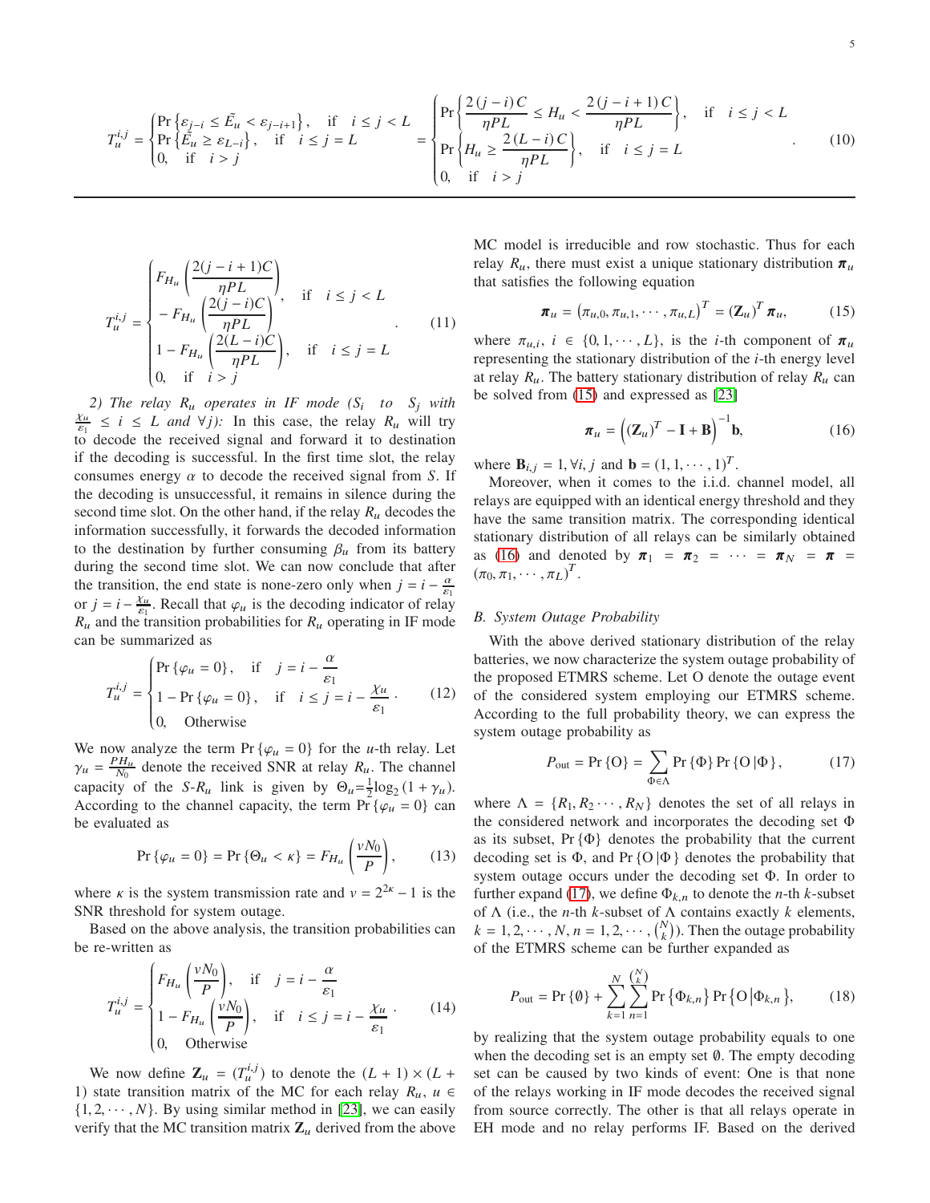$$T_u^{i,j} = \begin{cases} \Pr\left\{\varepsilon_{j-i} \le \tilde{E}_u < \varepsilon_{j-i+1}\right\}, & \text{if} \quad i \le j < L \\ \Pr\left\{\tilde{E}_u \ge \varepsilon_{L-i}\right\}, & \text{if} \quad i \le j = L \\ 0, & \text{if} \quad i > j \end{cases} = \begin{cases} \Pr\left\{\dfrac{2(j-i)C}{\eta PL} \le H_u < \dfrac{2(j-i+1)C}{\eta PL}\right\}, & \text{if} \quad i \le j < L \\ \Pr\left\{H_u \ge \dfrac{2(L-i)C}{\eta PL}\right\}, & \text{if} \quad i \le j = L \\ 0, & \text{if} \quad i > j \end{cases}. \tag{10}$$

$$T_u^{i,j} = \begin{cases} F_{H_u}\left(\dfrac{2(j-i+1)C}{\eta PL}\right) - F_{H_u}\left(\dfrac{2(j-i)C}{\eta PL}\right), & \text{if} \quad i \le j < L \\ 1 - F_{H_u}\left(\dfrac{2(L-i)C}{\eta PL}\right), & \text{if} \quad i \le j = L \\ 0, & \text{if} \quad i > j \end{cases}. \tag{11}$$

*2) The relay $R_u$ operates in IF mode ($S_i$ to $S_j$ with $\frac{\chi_u}{\varepsilon_1} \le i \le L$ and $\forall j$):* In this case, the relay $R_u$ will try to decode the received signal and forward it to destination if the decoding is successful. In the first time slot, the relay consumes energy $\alpha$ to decode the received signal from $S$. If the decoding is unsuccessful, it remains in silence during the second time slot. On the other hand, if the relay $R_u$ decodes the information successfully, it forwards the decoded information to the destination by further consuming $\beta_u$ from its battery during the second time slot. We can now conclude that after the transition, the end state is none-zero only when $j = i - \frac{\alpha}{\varepsilon_1}$ or $j = i - \frac{\chi_u}{\varepsilon_1}$. Recall that $\varphi_u$ is the decoding indicator of relay $R_u$ and the transition probabilities for $R_u$ operating in IF mode can be summarized as

$$T_u^{i,j} = \begin{cases} \Pr\{\varphi_u = 0\}, & \text{if} \quad j = i - \dfrac{\alpha}{\varepsilon_1} \\ 1 - \Pr\{\varphi_u = 0\}, & \text{if} \quad i \le j = i - \dfrac{\chi_u}{\varepsilon_1} \\ 0, & \text{Otherwise} \end{cases}. \tag{12}$$

We now analyze the term $\Pr\{\varphi_u = 0\}$ for the $u$-th relay. Let $\gamma_u = \frac{PH_u}{N_0}$ denote the received SNR at relay $R_u$. The channel capacity of the $S$-$R_u$ link is given by $\Theta_u = \frac{1}{2}\log_2(1+\gamma_u)$. According to the channel capacity, the term $\Pr\{\varphi_u = 0\}$ can be evaluated as

$$\Pr\{\varphi_u = 0\} = \Pr\{\Theta_u < \kappa\} = F_{H_u}\left(\frac{vN_0}{P}\right), \tag{13}$$

where $\kappa$ is the system transmission rate and $v = 2^{2\kappa} - 1$ is the SNR threshold for system outage.

Based on the above analysis, the transition probabilities can be re-written as

$$T_u^{i,j} = \begin{cases} F_{H_u}\left(\dfrac{vN_0}{P}\right), & \text{if} \quad j = i - \dfrac{\alpha}{\varepsilon_1} \\ 1 - F_{H_u}\left(\dfrac{vN_0}{P}\right), & \text{if} \quad i \le j = i - \dfrac{\chi_u}{\varepsilon_1} \\ 0, & \text{Otherwise} \end{cases}. \tag{14}$$

We now define $\mathbf{Z}_u = (T_u^{i,j})$ to denote the $(L+1) \times (L+1)$ state transition matrix of the MC for each relay $R_u$, $u \in \{1, 2, \cdots, N\}$. By using similar method in [23], we can easily verify that the MC transition matrix $\mathbf{Z}_u$ derived from the above MC model is irreducible and row stochastic. Thus for each relay $R_u$, there must exist a unique stationary distribution $\boldsymbol{\pi}_u$ that satisfies the following equation

$$\boldsymbol{\pi}_u = \left(\pi_{u,0}, \pi_{u,1}, \cdots, \pi_{u,L}\right)^T = \left(\mathbf{Z}_u\right)^T \boldsymbol{\pi}_u, \tag{15}$$

where $\pi_{u,i}$, $i \in \{0, 1, \cdots, L\}$, is the $i$-th component of $\boldsymbol{\pi}_u$ representing the stationary distribution of the $i$-th energy level at relay $R_u$. The battery stationary distribution of relay $R_u$ can be solved from (15) and expressed as [23]

$$\boldsymbol{\pi}_u = \left(\left(\mathbf{Z}_u\right)^T - \mathbf{I} + \mathbf{B}\right)^{-1} \mathbf{b}, \tag{16}$$

where $\mathbf{B}_{i,j} = 1, \forall i, j$ and $\mathbf{b} = (1, 1, \cdots, 1)^T$.

Moreover, when it comes to the i.i.d. channel model, all relays are equipped with an identical energy threshold and they have the same transition matrix. The corresponding identical stationary distribution of all relays can be similarly obtained as (16) and denoted by $\boldsymbol{\pi}_1 = \boldsymbol{\pi}_2 = \cdots = \boldsymbol{\pi}_N = \boldsymbol{\pi} = (\pi_0, \pi_1, \cdots, \pi_L)^T$.

### B. System Outage Probability

With the above derived stationary distribution of the relay batteries, we now characterize the system outage probability of the proposed ETMRS scheme. Let O denote the outage event of the considered system employing our ETMRS scheme. According to the full probability theory, we can express the system outage probability as

$$P_{\text{out}} = \Pr\{\text{O}\} = \sum_{\Phi \in \Lambda} \Pr\{\Phi\} \Pr\{\text{O}\,|\Phi\}, \tag{17}$$

where $\Lambda = \{R_1, R_2 \cdots, R_N\}$ denotes the set of all relays in the considered network and incorporates the decoding set $\Phi$ as its subset, $\Pr\{\Phi\}$ denotes the probability that the current decoding set is $\Phi$, and $\Pr\{\text{O}\,|\Phi\}$ denotes the probability that system outage occurs under the decoding set $\Phi$. In order to further expand (17), we define $\Phi_{k,n}$ to denote the $n$-th $k$-subset of $\Lambda$ (i.e., the $n$-th $k$-subset of $\Lambda$ contains exactly $k$ elements, $k = 1, 2, \cdots, N$, $n = 1, 2, \cdots, \binom{N}{k}$). Then the outage probability of the ETMRS scheme can be further expanded as

$$P_{\text{out}} = \Pr\{\emptyset\} + \sum_{k=1}^{N} \sum_{n=1}^{\binom{N}{k}} \Pr\left\{\Phi_{k,n}\right\} \Pr\left\{\text{O}\,|\Phi_{k,n}\right\}, \tag{18}$$

by realizing that the system outage probability equals to one when the decoding set is an empty set $\emptyset$. The empty decoding set can be caused by two kinds of event: One is that none of the relays working in IF mode decodes the received signal from source correctly. The other is that all relays operate in EH mode and no relay performs IF. Based on the derived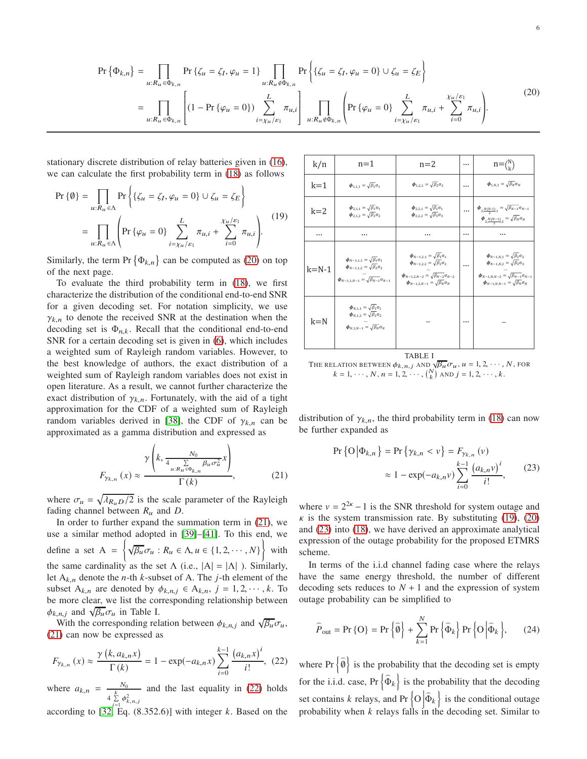$$
\begin{aligned}
\Pr\left\{\Phi_{k,n}\right\} &= \prod_{u:R_u\in\Phi_{k,n}} \Pr\left\{\zeta_u=\zeta_I,\varphi_u=1\right\} \prod_{u:R_u\notin\Phi_{k,n}} \Pr\left\{\{\zeta_u=\zeta_I,\varphi_u=0\}\cup\zeta_u=\zeta_E\right\} \\
&= \prod_{u:R_u\in\Phi_{k,n}}\left[\left(1-\Pr\left\{\varphi_u=0\right\}\right)\sum_{i=\chi_u/\varepsilon_1}^{L}\pi_{u,i}\right]\prod_{u:R_u\notin\Phi_{k,n}}\left(\Pr\left\{\varphi_u=0\right\}\sum_{i=\chi_u/\varepsilon_1}^{L}\pi_{u,i}+\sum_{i=0}^{\chi_u/\varepsilon_1}\pi_{u,i}\right).
\end{aligned}
\tag{20}
$$

stationary discrete distribution of relay batteries given in (16), we can calculate the first probability term in (18) as follows

$$
\begin{aligned}
\Pr\left\{\emptyset\right\} &= \prod_{u:R_u\in\Lambda}\Pr\left\{\{\zeta_u=\zeta_I,\varphi_u=0\}\cup\zeta_u=\zeta_E\right\} \\
&= \prod_{u:R_u\in\Lambda}\left(\Pr\left\{\varphi_u=0\right\}\sum_{i=\chi_u/\varepsilon_1}^{L}\pi_{u,i}+\sum_{i=0}^{\chi_u/\varepsilon_1}\pi_{u,i}\right).
\end{aligned}
\tag{19}
$$

Similarly, the term $\Pr\left\{\Phi_{k,n}\right\}$ can be computed as (20) on top of the next page.

To evaluate the third probability term in (18), we first characterize the distribution of the conditional end-to-end SNR for a given decoding set. For notation simplicity, we use $\gamma_{k,n}$ to denote the received SNR at the destination when the decoding set is $\Phi_{n,k}$. Recall that the conditional end-to-end SNR for a certain decoding set is given in (6), which includes a weighted sum of Rayleigh random variables. However, to the best knowledge of authors, the exact distribution of a weighted sum of Rayleigh random variables does not exist in open literature. As a result, we cannot further characterize the exact distribution of $\gamma_{k,n}$. Fortunately, with the aid of a tight approximation for the CDF of a weighted sum of Rayleigh random variables derived in [38], the CDF of $\gamma_{k,n}$ can be approximated as a gamma distribution and expressed as

$$
F_{\gamma_{k,n}}(x) \approx \frac{\gamma\left(k, \frac{N_0}{4\sum_{u:R_u\in\Phi_{k,n}}\beta_u\sigma_u^2}x\right)}{\Gamma(k)},
\tag{21}
$$

where $\sigma_u = \sqrt{\lambda_{R_uD}/2}$ is the scale parameter of the Rayleigh fading channel between $R_u$ and $D$.

In order to further expand the summation term in (21), we use a similar method adopted in [39]–[41]. To this end, we define a set $\mathrm{A} = \left\{\sqrt{\beta_u}\sigma_u : R_u\in\Lambda, u\in\{1,2,\cdots,N\}\right\}$ with the same cardinality as the set $\Lambda$ (i.e., $|\mathrm{A}|=|\Lambda|$ ). Similarly, let $\mathrm{A}_{k,n}$ denote the $n$-th $k$-subset of A. The $j$-th element of the subset $\mathrm{A}_{k,n}$ are denoted by $\phi_{k,n,j}\in\mathrm{A}_{k,n}$, $j=1,2,\cdots,k$. To be more clear, we list the corresponding relationship between $\phi_{k,n,j}$ and $\sqrt{\beta_u}\sigma_u$ in Table I.

| k/n | n=1 | n=2 | ··· | n=$\binom{N}{k}$ |
|---|---|---|---|---|
| k=1 | $\phi_{1,1,1}=\sqrt{\beta_1}\sigma_1$ | $\phi_{1,2,1}=\sqrt{\beta_2}\sigma_2$ | ··· | $\phi_{1,N,1}=\sqrt{\beta_N}\sigma_N$ |
| k=2 | $\phi_{2,1,1}=\sqrt{\beta_1}\sigma_1$ <br> $\phi_{2,1,2}=\sqrt{\beta_2}\sigma_2$ | $\phi_{2,2,1}=\sqrt{\beta_1}\sigma_1$ <br> $\phi_{2,2,2}=\sqrt{\beta_3}\sigma_3$ | ··· | $\phi_{2,\frac{N(N-1)}{2},1}=\sqrt{\beta_{N-1}}\sigma_{N-1}$ <br> $\phi_{2,\frac{N(N-1)}{2},2}=\sqrt{\beta_N}\sigma_N$ |
| ··· | ··· | ··· | ··· | ··· |
| k=N-1 | $\phi_{N-1,1,1}=\sqrt{\beta_1}\sigma_1$ <br> $\phi_{N-1,1,2}=\sqrt{\beta_2}\sigma_2$ <br> ··· <br> $\phi_{N-1,1,N-1}=\sqrt{\beta_{N-1}}\sigma_{N-1}$ | $\phi_{N-1,2,1}=\sqrt{\beta_1}\sigma_1$ <br> $\phi_{N-1,2,2}=\sqrt{\beta_2}\sigma_2$ <br> ··· <br> $\phi_{N-1,2,N-2}=\sqrt{\beta_{N-2}}\sigma_{N-2}$ <br> $\phi_{N-1,2,N-1}=\sqrt{\beta_N}\sigma_N$ | ··· | $\phi_{N-1,N,1}=\sqrt{\beta_2}\sigma_2$ <br> $\phi_{N-1,N,2}=\sqrt{\beta_3}\sigma_3$ <br> ··· <br> $\phi_{N-1,N,N-2}=\sqrt{\beta_{N-1}}\sigma_{N-1}$ <br> $\phi_{N-1,N,N-1}=\sqrt{\beta_N}\sigma_N$ |
| k=N | $\phi_{N,1,1}=\sqrt{\beta_1}\sigma_1$ <br> $\phi_{N,1,2}=\sqrt{\beta_2}\sigma_2$ <br> ··· <br> $\phi_{N,1,N-1}=\sqrt{\beta_N}\sigma_N$ | – | ··· | – |

TABLE I
THE RELATION BETWEEN $\phi_{k,n,j}$ AND $\sqrt{\beta_u}\sigma_u$, $u=1,2,\cdots,N$, FOR $k=1,\cdots,N$, $n=1,2,\cdots,\binom{N}{k}$ AND $j=1,2,\cdots,k$.

With the corresponding relation between $\phi_{k,n,j}$ and $\sqrt{\beta_u}\sigma_u$, (21) can now be expressed as

$$
F_{\gamma_{k,n}}(x) \approx \frac{\gamma\left(k, a_{k,n}x\right)}{\Gamma(k)} = 1-\exp(-a_{k,n}x)\sum_{i=0}^{k-1}\frac{\left(a_{k,n}x\right)^i}{i!},
\tag{22}
$$

where $a_{k,n} = \frac{N_0}{4\sum_{j=1}^{k}\phi_{k,n,j}^2}$ and the last equality in (22) holds according to [32, Eq. (8.352.6)] with integer $k$. Based on the distribution of $\gamma_{k,n}$, the third probability term in (18) can now be further expanded as

$$
\begin{aligned}
\Pr\left\{\mathrm{O}\middle|\Phi_{k,n}\right\} &= \Pr\left\{\gamma_{k,n}<v\right\} = F_{\gamma_{k,n}}(v) \\
&\approx 1-\exp(-a_{k,n}v)\sum_{i=0}^{k-1}\frac{\left(a_{k,n}v\right)^i}{i!},
\end{aligned}
\tag{23}
$$

where $v = 2^{2\kappa}-1$ is the SNR threshold for system outage and $\kappa$ is the system transmission rate. By substituting (19), (20) and (23) into (18), we have derived an approximate analytical expression of the outage probability for the proposed ETMRS scheme.

In terms of the i.i.d channel fading case where the relays have the same energy threshold, the number of different decoding sets reduces to $N+1$ and the expression of system outage probability can be simplified to

$$
\widehat{P}_{\mathrm{out}} = \Pr\left\{\mathrm{O}\right\} = \Pr\left\{\widehat{\emptyset}\right\} + \sum_{k=1}^{N}\Pr\left\{\widehat{\Phi}_k\right\}\Pr\left\{\mathrm{O}\middle|\widehat{\Phi}_k\right\},
\tag{24}
$$

where $\Pr\left\{\widehat{\emptyset}\right\}$ is the probability that the decoding set is empty for the i.i.d. case, $\Pr\left\{\widehat{\Phi}_k\right\}$ is the probability that the decoding set contains $k$ relays, and $\Pr\left\{\mathrm{O}\middle|\widehat{\Phi}_k\right\}$ is the conditional outage probability when $k$ relays falls in the decoding set. Similar to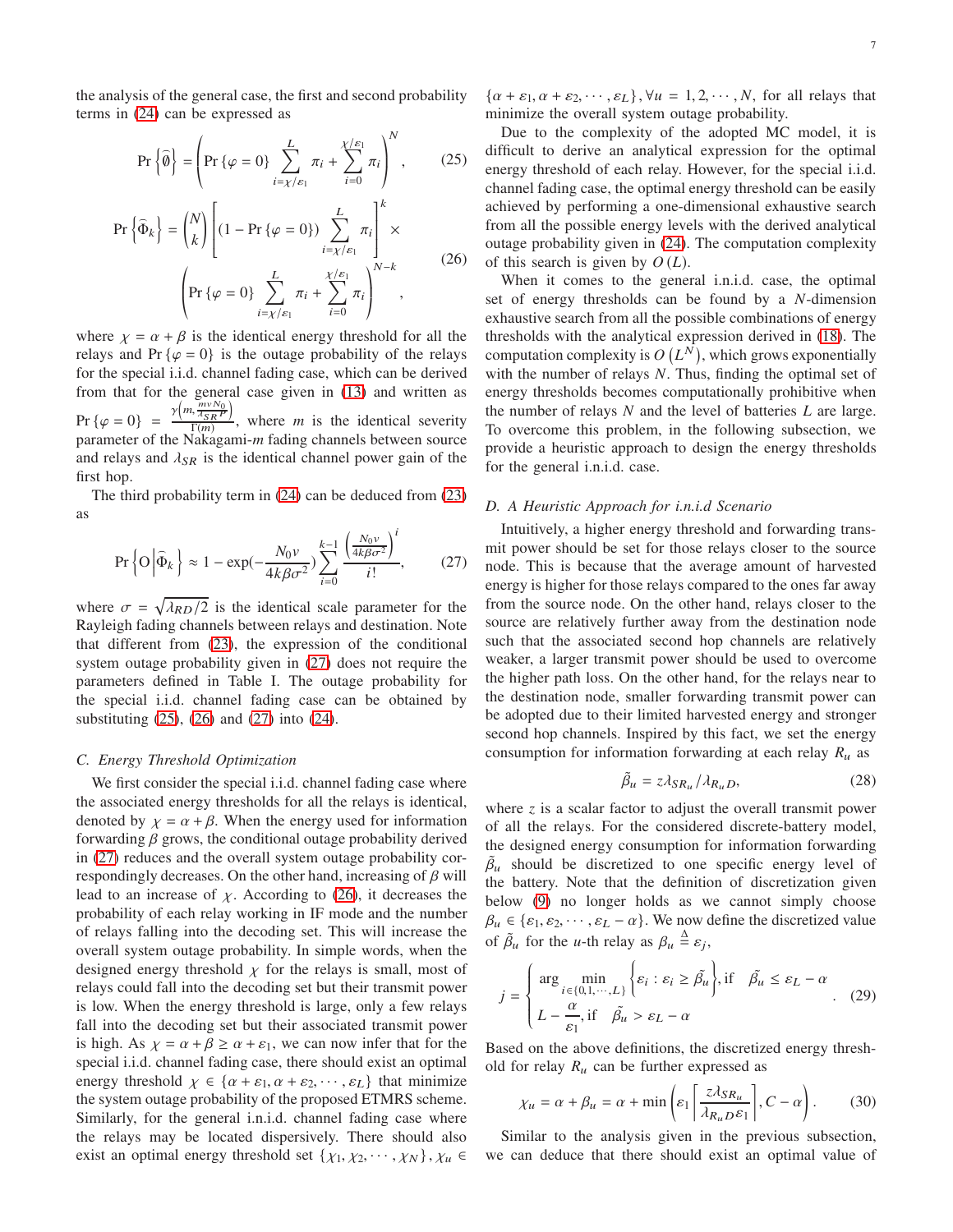the analysis of the general case, the first and second probability terms in (24) can be expressed as

$$\Pr\left\{\widehat{\emptyset}\right\} = \left(\Pr\{\varphi = 0\} \sum_{i=\chi/\varepsilon_1}^{L} \pi_i + \sum_{i=0}^{\chi/\varepsilon_1} \pi_i\right)^N, \tag{25}$$

$$\Pr\left\{\widehat{\Phi}_k\right\} = \binom{N}{k}\left[(1 - \Pr\{\varphi = 0\}) \sum_{i=\chi/\varepsilon_1}^{L} \pi_i\right]^k \times \left(\Pr\{\varphi = 0\} \sum_{i=\chi/\varepsilon_1}^{L} \pi_i + \sum_{i=0}^{\chi/\varepsilon_1} \pi_i\right)^{N-k}, \tag{26}$$

where $\chi = \alpha + \beta$ is the identical energy threshold for all the relays and $\Pr\{\varphi = 0\}$ is the outage probability of the relays for the special i.i.d. channel fading case, which can be derived from that for the general case given in (13) and written as $\Pr\{\varphi = 0\} = \frac{\gamma\left(m, \frac{mvN_0}{\lambda_{SR}P}\right)}{\Gamma(m)}$, where $m$ is the identical severity parameter of the Nakagami-$m$ fading channels between source and relays and $\lambda_{SR}$ is the identical channel power gain of the first hop.

The third probability term in (24) can be deduced from (23) as

$$\Pr\left\{\mathrm{O}\middle|\widehat{\Phi}_k\right\} \approx 1 - \exp\left(-\frac{N_0 v}{4k\beta\sigma^2}\right) \sum_{i=0}^{k-1} \frac{\left(\frac{N_0 v}{4k\beta\sigma^2}\right)^i}{i!}, \tag{27}$$

where $\sigma = \sqrt{\lambda_{RD}/2}$ is the identical scale parameter for the Rayleigh fading channels between relays and destination. Note that different from (23), the expression of the conditional system outage probability given in (27) does not require the parameters defined in Table I. The outage probability for the special i.i.d. channel fading case can be obtained by substituting (25), (26) and (27) into (24).

### C. Energy Threshold Optimization

We first consider the special i.i.d. channel fading case where the associated energy thresholds for all the relays is identical, denoted by $\chi = \alpha + \beta$. When the energy used for information forwarding $\beta$ grows, the conditional outage probability derived in (27) reduces and the overall system outage probability correspondingly decreases. On the other hand, increasing of $\beta$ will lead to an increase of $\chi$. According to (26), it decreases the probability of each relay working in IF mode and the number of relays falling into the decoding set. This will increase the overall system outage probability. In simple words, when the designed energy threshold $\chi$ for the relays is small, most of relays could fall into the decoding set but their transmit power is low. When the energy threshold is large, only a few relays fall into the decoding set but their associated transmit power is high. As $\chi = \alpha + \beta \geq \alpha + \varepsilon_1$, we can now infer that for the special i.i.d. channel fading case, there should exist an optimal energy threshold $\chi \in \{\alpha + \varepsilon_1, \alpha + \varepsilon_2, \cdots, \varepsilon_L\}$ that minimize the system outage probability of the proposed ETMRS scheme. Similarly, for the general i.n.i.d. channel fading case where the relays may be located dispersively. There should also exist an optimal energy threshold set $\{\chi_1, \chi_2, \cdots, \chi_N\}$, $\chi_u \in \{\alpha + \varepsilon_1, \alpha + \varepsilon_2, \cdots, \varepsilon_L\}$, $\forall u = 1, 2, \cdots, N$, for all relays that minimize the overall system outage probability.

Due to the complexity of the adopted MC model, it is difficult to derive an analytical expression for the optimal energy threshold of each relay. However, for the special i.i.d. channel fading case, the optimal energy threshold can be easily achieved by performing a one-dimensional exhaustive search from all the possible energy levels with the derived analytical outage probability given in (24). The computation complexity of this search is given by $O(L)$.

When it comes to the general i.n.i.d. case, the optimal set of energy thresholds can be found by a $N$-dimension exhaustive search from all the possible combinations of energy thresholds with the analytical expression derived in (18). The computation complexity is $O\left(L^N\right)$, which grows exponentially with the number of relays $N$. Thus, finding the optimal set of energy thresholds becomes computationally prohibitive when the number of relays $N$ and the level of batteries $L$ are large. To overcome this problem, in the following subsection, we provide a heuristic approach to design the energy thresholds for the general i.n.i.d. case.

### D. A Heuristic Approach for i.n.i.d Scenario

Intuitively, a higher energy threshold and forwarding transmit power should be set for those relays closer to the source node. This is because that the average amount of harvested energy is higher for those relays compared to the ones far away from the source node. On the other hand, relays closer to the source are relatively further away from the destination node such that the associated second hop channels are relatively weaker, a larger transmit power should be used to overcome the higher path loss. On the other hand, for the relays near to the destination node, smaller forwarding transmit power can be adopted due to their limited harvested energy and stronger second hop channels. Inspired by this fact, we set the energy consumption for information forwarding at each relay $R_u$ as

$$\tilde{\beta}_u = z\lambda_{SR_u}/\lambda_{R_uD}, \tag{28}$$

where $z$ is a scalar factor to adjust the overall transmit power of all the relays. For the considered discrete-battery model, the designed energy consumption for information forwarding $\tilde{\beta}_u$ should be discretized to one specific energy level of the battery. Note that the definition of discretization given below (9) no longer holds as we cannot simply choose $\beta_u \in \{\varepsilon_1, \varepsilon_2, \cdots, \varepsilon_L - \alpha\}$. We now define the discretized value of $\tilde{\beta}_u$ for the $u$-th relay as $\beta_u \triangleq \varepsilon_j$,

$$j = \begin{cases} \arg\min\limits_{i\in\{0,1,\cdots,L\}} \left\{\varepsilon_i : \varepsilon_i \geq \tilde{\beta}_u\right\}, \text{if} \quad \tilde{\beta}_u \leq \varepsilon_L - \alpha \\ L - \dfrac{\alpha}{\varepsilon_1}, \text{if} \quad \tilde{\beta}_u > \varepsilon_L - \alpha \end{cases}. \tag{29}$$

Based on the above definitions, the discretized energy threshold for relay $R_u$ can be further expressed as

$$\chi_u = \alpha + \beta_u = \alpha + \min\left(\varepsilon_1\left\lceil\frac{z\lambda_{SR_u}}{\lambda_{R_uD}\varepsilon_1}\right\rceil, C - \alpha\right). \tag{30}$$

Similar to the analysis given in the previous subsection, we can deduce that there should exist an optimal value of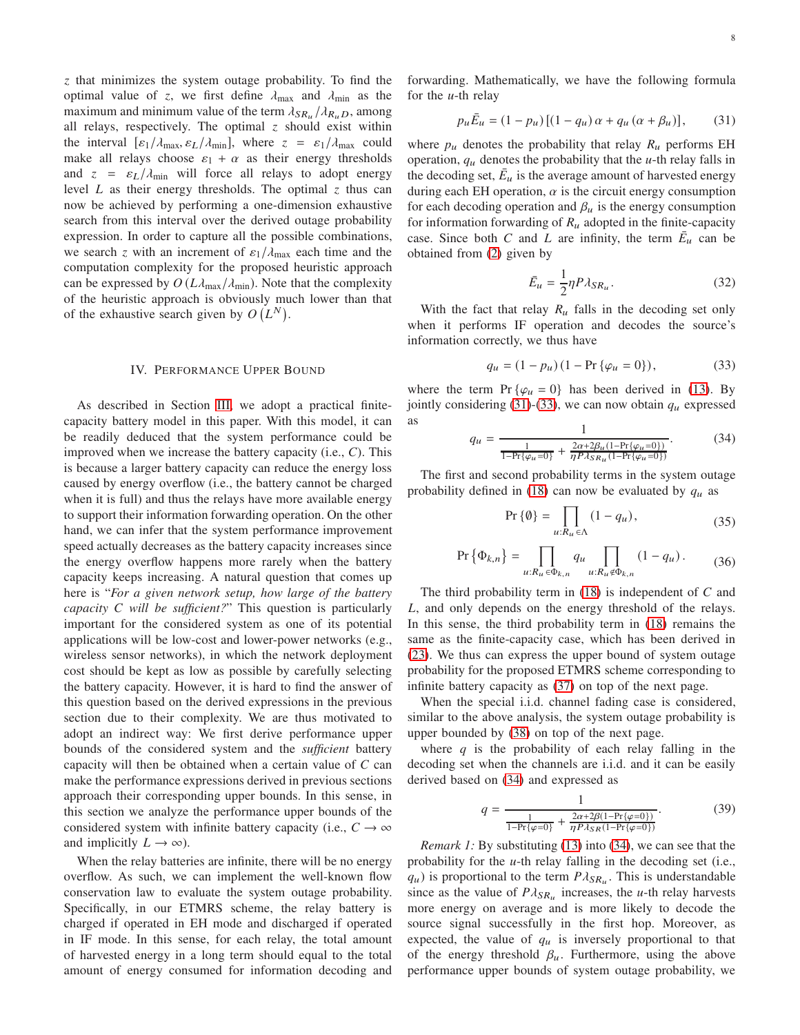$z$ that minimizes the system outage probability. To find the optimal value of $z$, we first define $\lambda_{\max}$ and $\lambda_{\min}$ as the maximum and minimum value of the term $\lambda_{SR_u}/\lambda_{R_uD}$, among all relays, respectively. The optimal $z$ should exist within the interval $[\varepsilon_1/\lambda_{\max}, \varepsilon_L/\lambda_{\min}]$, where $z = \varepsilon_1/\lambda_{\max}$ could make all relays choose $\varepsilon_1 + \alpha$ as their energy thresholds and $z = \varepsilon_L/\lambda_{\min}$ will force all relays to adopt energy level $L$ as their energy thresholds. The optimal $z$ thus can now be achieved by performing a one-dimension exhaustive search from this interval over the derived outage probability expression. In order to capture all the possible combinations, we search $z$ with an increment of $\varepsilon_1/\lambda_{\max}$ each time and the computation complexity for the proposed heuristic approach can be expressed by $O(L\lambda_{\max}/\lambda_{\min})$. Note that the complexity of the heuristic approach is obviously much lower than that of the exhaustive search given by $O(L^N)$.

## IV. Performance Upper Bound

As described in Section III, we adopt a practical finite-capacity battery model in this paper. With this model, it can be readily deduced that the system performance could be improved when we increase the battery capacity (i.e., $C$). This is because a larger battery capacity can reduce the energy loss caused by energy overflow (i.e., the battery cannot be charged when it is full) and thus the relays have more available energy to support their information forwarding operation. On the other hand, we can infer that the system performance improvement speed actually decreases as the battery capacity increases since the energy overflow happens more rarely when the battery capacity keeps increasing. A natural question that comes up here is "*For a given network setup, how large of the battery capacity $C$ will be sufficient?*" This question is particularly important for the considered system as one of its potential applications will be low-cost and lower-power networks (e.g., wireless sensor networks), in which the network deployment cost should be kept as low as possible by carefully selecting the battery capacity. However, it is hard to find the answer of this question based on the derived expressions in the previous section due to their complexity. We are thus motivated to adopt an indirect way: We first derive performance upper bounds of the considered system and the *sufficient* battery capacity will then be obtained when a certain value of $C$ can make the performance expressions derived in previous sections approach their corresponding upper bounds. In this sense, in this section we analyze the performance upper bounds of the considered system with infinite battery capacity (i.e., $C \to \infty$ and implicitly $L \to \infty$).

When the relay batteries are infinite, there will be no energy overflow. As such, we can implement the well-known flow conservation law to evaluate the system outage probability. Specifically, in our ETMRS scheme, the relay battery is charged if operated in EH mode and discharged if operated in IF mode. In this sense, for each relay, the total amount of harvested energy in a long term should equal to the total amount of energy consumed for information decoding and forwarding. Mathematically, we have the following formula for the $u$-th relay

$$p_u \bar{E}_u = (1 - p_u)\left[(1 - q_u)\,\alpha + q_u\,(\alpha + \beta_u)\right], \tag{31}$$

where $p_u$ denotes the probability that relay $R_u$ performs EH operation, $q_u$ denotes the probability that the $u$-th relay falls in the decoding set, $\bar{E}_u$ is the average amount of harvested energy during each EH operation, $\alpha$ is the circuit energy consumption for each decoding operation and $\beta_u$ is the energy consumption for information forwarding of $R_u$ adopted in the finite-capacity case. Since both $C$ and $L$ are infinity, the term $\bar{E}_u$ can be obtained from (2) given by

$$\bar{E}_u = \frac{1}{2}\eta P \lambda_{SR_u}. \tag{32}$$

With the fact that relay $R_u$ falls in the decoding set only when it performs IF operation and decodes the source's information correctly, we thus have

$$q_u = (1 - p_u)\left(1 - \Pr\{\varphi_u = 0\}\right), \tag{33}$$

where the term $\Pr\{\varphi_u = 0\}$ has been derived in (13). By jointly considering (31)-(33), we can now obtain $q_u$ expressed as

$$q_u = \frac{1}{\frac{1}{1-\Pr\{\varphi_u=0\}} + \frac{2\alpha+2\beta_u(1-\Pr\{\varphi_u=0\})}{\eta P \lambda_{SR_u}(1-\Pr\{\varphi_u=0\})}}. \tag{34}$$

The first and second probability terms in the system outage probability defined in (18) can now be evaluated by $q_u$ as

$$\Pr\{\emptyset\} = \prod_{u:R_u \in \Lambda} (1 - q_u), \tag{35}$$

$$\Pr\{\Phi_{k,n}\} = \prod_{u:R_u \in \Phi_{k,n}} q_u \prod_{u:R_u \notin \Phi_{k,n}} (1 - q_u). \tag{36}$$

The third probability term in (18) is independent of $C$ and $L$, and only depends on the energy threshold of the relays. In this sense, the third probability term in (18) remains the same as the finite-capacity case, which has been derived in (23). We thus can express the upper bound of system outage probability for the proposed ETMRS scheme corresponding to infinite battery capacity as (37) on top of the next page.

When the special i.i.d. channel fading case is considered, similar to the above analysis, the system outage probability is upper bounded by (38) on top of the next page.

where $q$ is the probability of each relay falling in the decoding set when the channels are i.i.d. and it can be easily derived based on (34) and expressed as

$$q = \frac{1}{\frac{1}{1-\Pr\{\varphi=0\}} + \frac{2\alpha+2\beta(1-\Pr\{\varphi=0\})}{\eta P \lambda_{SR}(1-\Pr\{\varphi=0\})}}. \tag{39}$$

*Remark 1:* By substituting (13) into (34), we can see that the probability for the $u$-th relay falling in the decoding set (i.e., $q_u$) is proportional to the term $P\lambda_{SR_u}$. This is understandable since as the value of $P\lambda_{SR_u}$ increases, the $u$-th relay harvests more energy on average and is more likely to decode the source signal successfully in the first hop. Moreover, as expected, the value of $q_u$ is inversely proportional to that of the energy threshold $\beta_u$. Furthermore, using the above performance upper bounds of system outage probability, we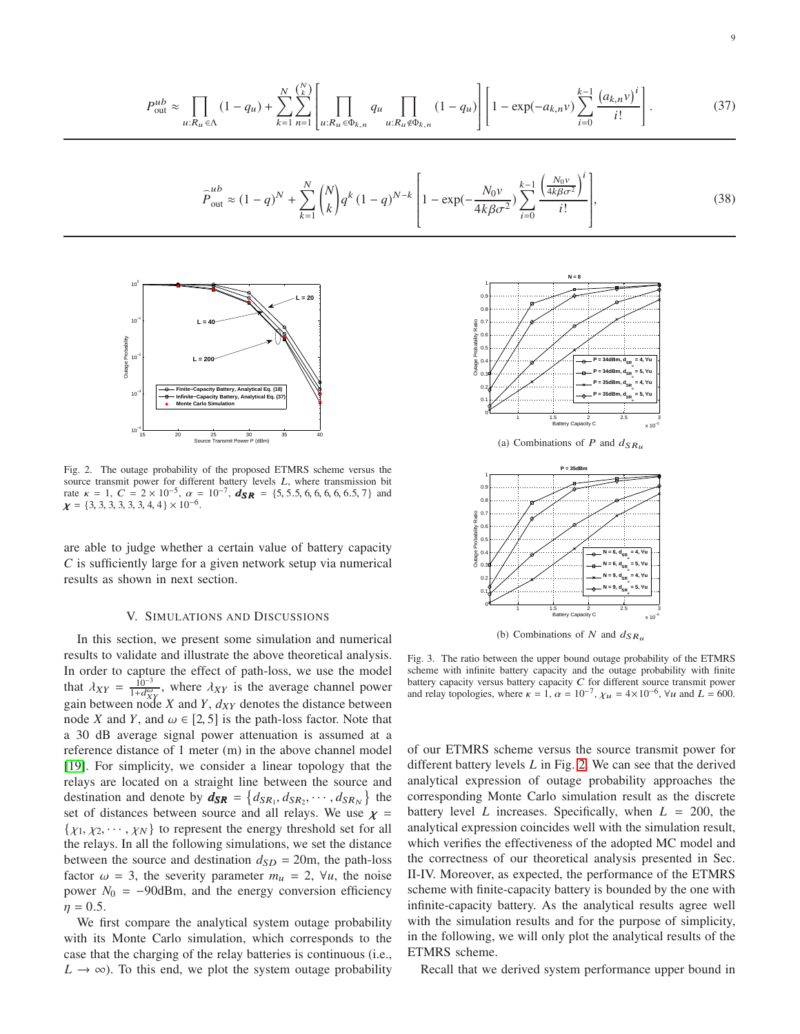$$P_{\text{out}}^{ub} \approx \prod_{u:R_u \in \Lambda} (1 - q_u) + \sum_{k=1}^{N} \sum_{n=1}^{\binom{N}{k}} \left[ \prod_{u:R_u \in \Phi_{k,n}} q_u \prod_{u:R_u \notin \Phi_{k,n}} (1 - q_u) \right] \left[ 1 - \exp(-a_{k,n} \nu) \sum_{i=0}^{k-1} \frac{(a_{k,n} \nu)^i}{i!} \right]. \tag{37}$$

$$\widehat{P}_{\text{out}}^{ub} \approx (1 - q)^N + \sum_{k=1}^{N} \binom{N}{k} q^k (1 - q)^{N-k} \left[ 1 - \exp(-\frac{N_0 \nu}{4k\beta\sigma^2}) \sum_{i=0}^{k-1} \frac{\left(\frac{N_0 \nu}{4k\beta\sigma^2}\right)^i}{i!} \right], \tag{38}$$

Fig. 2. The outage probability of the proposed ETMRS scheme versus the source transmit power for different battery levels $L$, where transmission bit rate $\kappa = 1$, $C = 2 \times 10^{-5}$, $\alpha = 10^{-7}$, $\boldsymbol{d_{SR}} = \{5, 5.5, 6, 6, 6, 6, 6.5, 7\}$ and $\boldsymbol{\chi} = \{3, 3, 3, 3, 3, 3, 4, 4\} \times 10^{-6}$.

are able to judge whether a certain value of battery capacity $C$ is sufficiently large for a given network setup via numerical results as shown in next section.

## V. Simulations and Discussions

In this section, we present some simulation and numerical results to validate and illustrate the above theoretical analysis. In order to capture the effect of path-loss, we use the model that $\lambda_{XY} = \frac{10^{-3}}{1+d_{XY}^{\omega}}$, where $\lambda_{XY}$ is the average channel power gain between node $X$ and $Y$, $d_{XY}$ denotes the distance between node $X$ and $Y$, and $\omega \in [2, 5]$ is the path-loss factor. Note that a 30 dB average signal power attenuation is assumed at a reference distance of 1 meter (m) in the above channel model [19]. For simplicity, we consider a linear topology that the relays are located on a straight line between the source and destination and denote by $\boldsymbol{d_{SR}} = \{d_{SR_1}, d_{SR_2}, \cdots, d_{SR_N}\}$ the set of distances between source and all relays. We use $\boldsymbol{\chi} = \{\chi_1, \chi_2, \cdots, \chi_N\}$ to represent the energy threshold set for all the relays. In all the following simulations, we set the distance between the source and destination $d_{SD} = 20$m, the path-loss factor $\omega = 3$, the severity parameter $m_u = 2$, $\forall u$, the noise power $N_0 = -90$dBm, and the energy conversion efficiency $\eta = 0.5$.

We first compare the analytical system outage probability with its Monte Carlo simulation, which corresponds to the case that the charging of the relay batteries is continuous (i.e., $L \to \infty$). To this end, we plot the system outage probability of our ETMRS scheme versus the source transmit power for different battery levels $L$ in Fig. 2. We can see that the derived analytical expression of outage probability approaches the corresponding Monte Carlo simulation result as the discrete battery level $L$ increases. Specifically, when $L = 200$, the analytical expression coincides well with the simulation result, which verifies the effectiveness of the adopted MC model and the correctness of our theoretical analysis presented in Sec. II-IV. Moreover, as expected, the performance of the ETMRS scheme with finite-capacity battery is bounded by the one with infinite-capacity battery. As the analytical results agree well with the simulation results and for the purpose of simplicity, in the following, we will only plot the analytical results of the ETMRS scheme.

(a) Combinations of $P$ and $d_{SR_u}$

(b) Combinations of $N$ and $d_{SR_u}$

Fig. 3. The ratio between the upper bound outage probability of the ETMRS scheme with infinite battery capacity and the outage probability with finite battery capacity versus battery capacity $C$ for different source transmit power and relay topologies, where $\kappa = 1$, $\alpha = 10^{-7}$, $\chi_u = 4 \times 10^{-6}$, $\forall u$ and $L = 600$.

Recall that we derived system performance upper bound in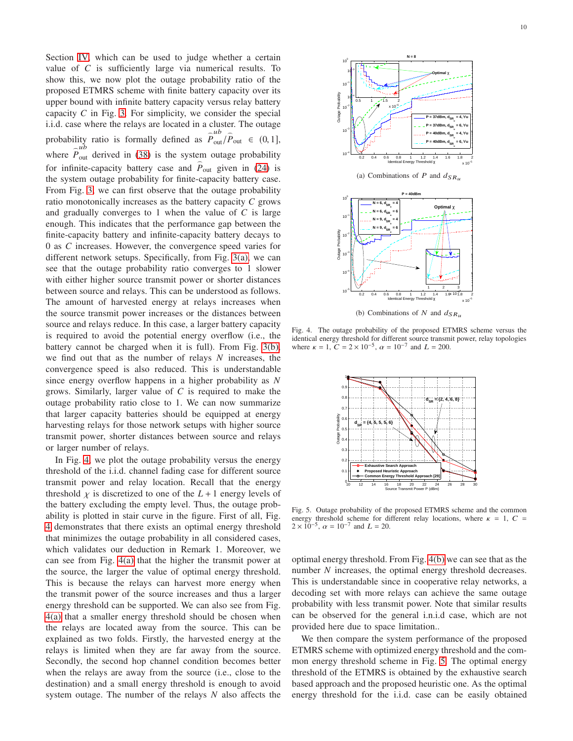Section IV, which can be used to judge whether a certain value of $C$ is sufficiently large via numerical results. To show this, we now plot the outage probability ratio of the proposed ETMRS scheme with finite battery capacity over its upper bound with infinite battery capacity versus relay battery capacity $C$ in Fig. 3. For simplicity, we consider the special i.i.d. case where the relays are located in a cluster. The outage probability ratio is formally defined as $\widehat{P}^{ub}_{\text{out}}/\widehat{P}_{\text{out}} \in (0, 1]$, where $\widehat{P}^{ub}_{\text{out}}$ derived in (38) is the system outage probability for infinite-capacity battery case and $\widehat{P}_{\text{out}}$ given in (24) is the system outage probability for finite-capacity battery case. From Fig. 3, we can first observe that the outage probability ratio monotonically increases as the battery capacity $C$ grows and gradually converges to 1 when the value of $C$ is large enough. This indicates that the performance gap between the finite-capacity battery and infinite-capacity battery decays to 0 as $C$ increases. However, the convergence speed varies for different network setups. Specifically, from Fig. 3(a), we can see that the outage probability ratio converges to 1 slower with either higher source transmit power or shorter distances between source and relays. This can be understood as follows. The amount of harvested energy at relays increases when the source transmit power increases or the distances between source and relays reduce. In this case, a larger battery capacity is required to avoid the potential energy overflow (i.e., the battery cannot be charged when it is full). From Fig. 3(b), we find out that as the number of relays $N$ increases, the convergence speed is also reduced. This is understandable since energy overflow happens in a higher probability as $N$ grows. Similarly, larger value of $C$ is required to make the outage probability ratio close to 1. We can now summarize that larger capacity batteries should be equipped at energy harvesting relays for those network setups with higher source transmit power, shorter distances between source and relays or larger number of relays.

In Fig. 4, we plot the outage probability versus the energy threshold of the i.i.d. channel fading case for different source transmit power and relay location. Recall that the energy threshold $\chi$ is discretized to one of the $L+1$ energy levels of the battery excluding the empty level. Thus, the outage probability is plotted in stair curve in the figure. First of all, Fig. 4 demonstrates that there exists an optimal energy threshold that minimizes the outage probability in all considered cases, which validates our deduction in Remark 1. Moreover, we can see from Fig. 4(a) that the higher the transmit power at the source, the larger the value of optimal energy threshold. This is because the relays can harvest more energy when the transmit power of the source increases and thus a larger energy threshold can be supported. We can also see from Fig. 4(a) that a smaller energy threshold should be chosen when the relays are located away from the source. This can be explained as two folds. Firstly, the harvested energy at the relays is limited when they are far away from the source. Secondly, the second hop channel condition becomes better when the relays are away from the source (i.e., close to the destination) and a small energy threshold is enough to avoid system outage. The number of the relays $N$ also affects the optimal energy threshold. From Fig. 4(b) we can see that as the number $N$ increases, the optimal energy threshold decreases. This is understandable since in cooperative relay networks, a decoding set with more relays can achieve the same outage probability with less transmit power. Note that similar results can be observed for the general i.n.i.d case, which are not provided here due to space limitation..

(a) Combinations of $P$ and $d_{SR_u}$

(b) Combinations of $N$ and $d_{SR_u}$

Fig. 4. The outage probability of the proposed ETMRS scheme versus the identical energy threshold for different source transmit power, relay topologies where $\kappa = 1$, $C = 2 \times 10^{-5}$, $\alpha = 10^{-7}$ and $L = 200$.

Fig. 5. Outage probability of the proposed ETMRS scheme and the common energy threshold scheme for different relay locations, where $\kappa = 1$, $C = 2 \times 10^{-5}$, $\alpha = 10^{-7}$ and $L = 20$.

We then compare the system performance of the proposed ETMRS scheme with optimized energy threshold and the common energy threshold scheme in Fig. 5. The optimal energy threshold of the ETMRS is obtained by the exhaustive search based approach and the proposed heuristic one. As the optimal energy threshold for the i.i.d. case can be easily obtained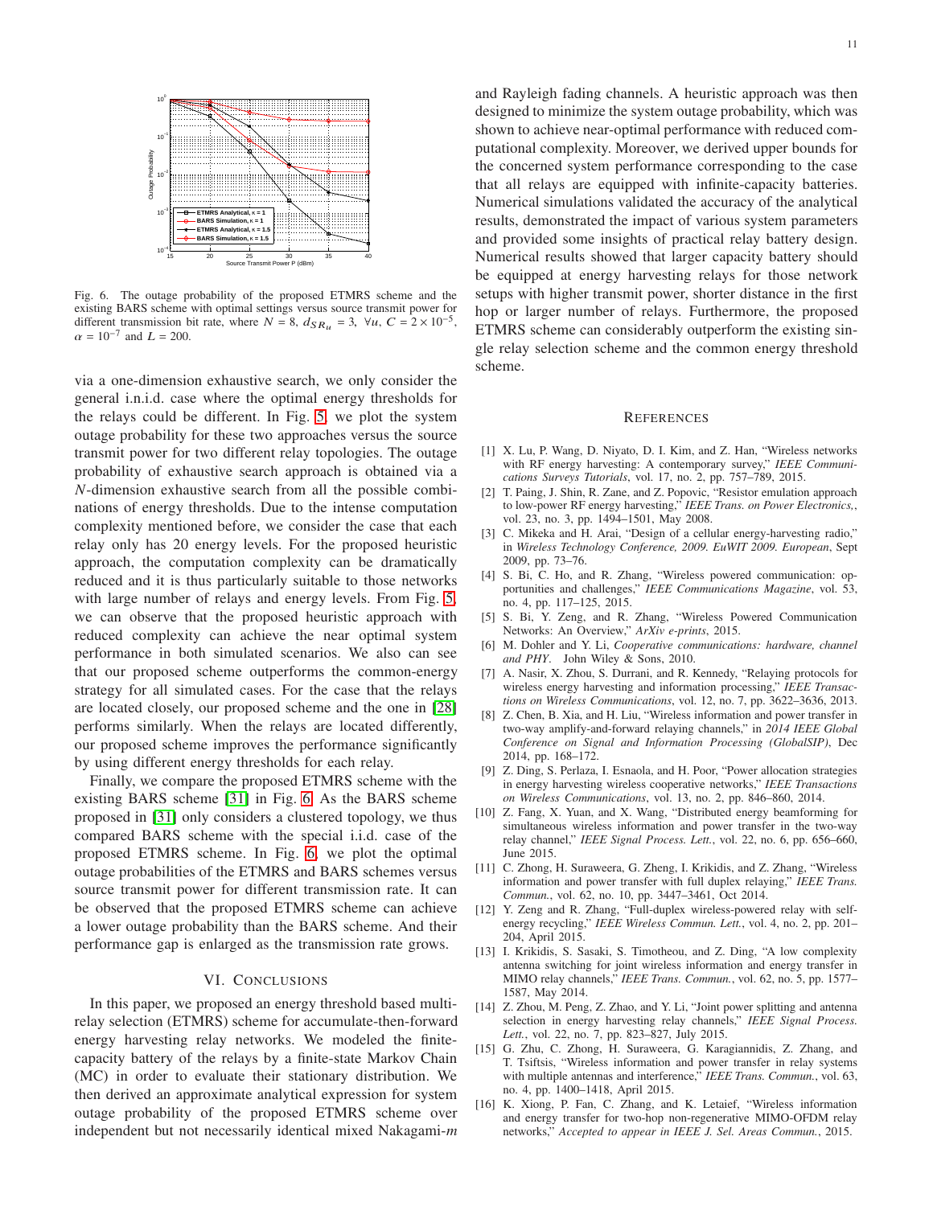$10^0$

$10^{-1}$

$10^{-2}$

$10^{-3}$

$10^{-4}$

15 20 25 30 35 40

Outage Probability

Source Transmit Power P (dBm)

ETMRS Analytical, κ = 1

BARS Simulation, κ = 1

ETMRS Analytical, κ = 1.5

BARS Simulation, κ = 1.5

Fig. 6. The outage probability of the proposed ETMRS scheme and the existing BARS scheme with optimal settings versus source transmit power for different transmission bit rate, where $N = 8$, $d_{SR_u} = 3$, $\forall u$, $C = 2 \times 10^{-5}$, $\alpha = 10^{-7}$ and $L = 200$.

via a one-dimension exhaustive search, we only consider the general i.n.i.d. case where the optimal energy thresholds for the relays could be different. In Fig. 5, we plot the system outage probability for these two approaches versus the source transmit power for two different relay topologies. The outage probability of exhaustive search approach is obtained via a $N$-dimension exhaustive search from all the possible combinations of energy thresholds. Due to the intense computation complexity mentioned before, we consider the case that each relay only has 20 energy levels. For the proposed heuristic approach, the computation complexity can be dramatically reduced and it is thus particularly suitable to those networks with large number of relays and energy levels. From Fig. 5, we can observe that the proposed heuristic approach with reduced complexity can achieve the near optimal system performance in both simulated scenarios. We also can see that our proposed scheme outperforms the common-energy strategy for all simulated cases. For the case that the relays are located closely, our proposed scheme and the one in [28] performs similarly. When the relays are located differently, our proposed scheme improves the performance significantly by using different energy thresholds for each relay.

Finally, we compare the proposed ETMRS scheme with the existing BARS scheme [31] in Fig. 6. As the BARS scheme proposed in [31] only considers a clustered topology, we thus compared BARS scheme with the special i.i.d. case of the proposed ETMRS scheme. In Fig. 6, we plot the optimal outage probabilities of the ETMRS and BARS schemes versus source transmit power for different transmission rate. It can be observed that the proposed ETMRS scheme can achieve a lower outage probability than the BARS scheme. And their performance gap is enlarged as the transmission rate grows.

## VI. Conclusions

In this paper, we proposed an energy threshold based multi-relay selection (ETMRS) scheme for accumulate-then-forward energy harvesting relay networks. We modeled the finite-capacity battery of the relays by a finite-state Markov Chain (MC) in order to evaluate their stationary distribution. We then derived an approximate analytical expression for system outage probability of the proposed ETMRS scheme over independent but not necessarily identical mixed Nakagami-$m$ and Rayleigh fading channels. A heuristic approach was then designed to minimize the system outage probability, which was shown to achieve near-optimal performance with reduced computational complexity. Moreover, we derived upper bounds for the concerned system performance corresponding to the case that all relays are equipped with infinite-capacity batteries. Numerical simulations validated the accuracy of the analytical results, demonstrated the impact of various system parameters and provided some insights of practical relay battery design. Numerical results showed that larger capacity battery should be equipped at energy harvesting relays for those network setups with higher transmit power, shorter distance in the first hop or larger number of relays. Furthermore, the proposed ETMRS scheme can considerably outperform the existing single relay selection scheme and the common energy threshold scheme.

## References

[1] X. Lu, P. Wang, D. Niyato, D. I. Kim, and Z. Han, "Wireless networks with RF energy harvesting: A contemporary survey," *IEEE Communications Surveys Tutorials*, vol. 17, no. 2, pp. 757–789, 2015.

[2] T. Paing, J. Shin, R. Zane, and Z. Popovic, "Resistor emulation approach to low-power RF energy harvesting," *IEEE Trans. on Power Electronics,*, vol. 23, no. 3, pp. 1494–1501, May 2008.

[3] C. Mikeka and H. Arai, "Design of a cellular energy-harvesting radio," in *Wireless Technology Conference, 2009. EuWIT 2009. European*, Sept 2009, pp. 73–76.

[4] S. Bi, C. Ho, and R. Zhang, "Wireless powered communication: opportunities and challenges," *IEEE Communications Magazine*, vol. 53, no. 4, pp. 117–125, 2015.

[5] S. Bi, Y. Zeng, and R. Zhang, "Wireless Powered Communication Networks: An Overview," *ArXiv e-prints*, 2015.

[6] M. Dohler and Y. Li, *Cooperative communications: hardware, channel and PHY*. John Wiley & Sons, 2010.

[7] A. Nasir, X. Zhou, S. Durrani, and R. Kennedy, "Relaying protocols for wireless energy harvesting and information processing," *IEEE Transactions on Wireless Communications*, vol. 12, no. 7, pp. 3622–3636, 2013.

[8] Z. Chen, B. Xia, and H. Liu, "Wireless information and power transfer in two-way amplify-and-forward relaying channels," in *2014 IEEE Global Conference on Signal and Information Processing (GlobalSIP)*, Dec 2014, pp. 168–172.

[9] Z. Ding, S. Perlaza, I. Esnaola, and H. Poor, "Power allocation strategies in energy harvesting wireless cooperative networks," *IEEE Transactions on Wireless Communications*, vol. 13, no. 2, pp. 846–860, 2014.

[10] Z. Fang, X. Yuan, and X. Wang, "Distributed energy beamforming for simultaneous wireless information and power transfer in the two-way relay channel," *IEEE Signal Process. Lett.*, vol. 22, no. 6, pp. 656–660, June 2015.

[11] C. Zhong, H. Suraweera, G. Zheng, I. Krikidis, and Z. Zhang, "Wireless information and power transfer with full duplex relaying," *IEEE Trans. Commun.*, vol. 62, no. 10, pp. 3447–3461, Oct 2014.

[12] Y. Zeng and R. Zhang, "Full-duplex wireless-powered relay with self-energy recycling," *IEEE Wireless Commun. Lett.*, vol. 4, no. 2, pp. 201–204, April 2015.

[13] I. Krikidis, S. Sasaki, S. Timotheou, and Z. Ding, "A low complexity antenna switching for joint wireless information and energy transfer in MIMO relay channels," *IEEE Trans. Commun.*, vol. 62, no. 5, pp. 1577–1587, May 2014.

[14] Z. Zhou, M. Peng, Z. Zhao, and Y. Li, "Joint power splitting and antenna selection in energy harvesting relay channels," *IEEE Signal Process. Lett.*, vol. 22, no. 7, pp. 823–827, July 2015.

[15] G. Zhu, C. Zhong, H. Suraweera, G. Karagiannidis, Z. Zhang, and T. Tsiftsis, "Wireless information and power transfer in relay systems with multiple antennas and interference," *IEEE Trans. Commun.*, vol. 63, no. 4, pp. 1400–1418, April 2015.

[16] K. Xiong, P. Fan, C. Zhang, and K. Letaief, "Wireless information and energy transfer for two-hop non-regenerative MIMO-OFDM relay networks," *Accepted to appear in IEEE J. Sel. Areas Commun.*, 2015.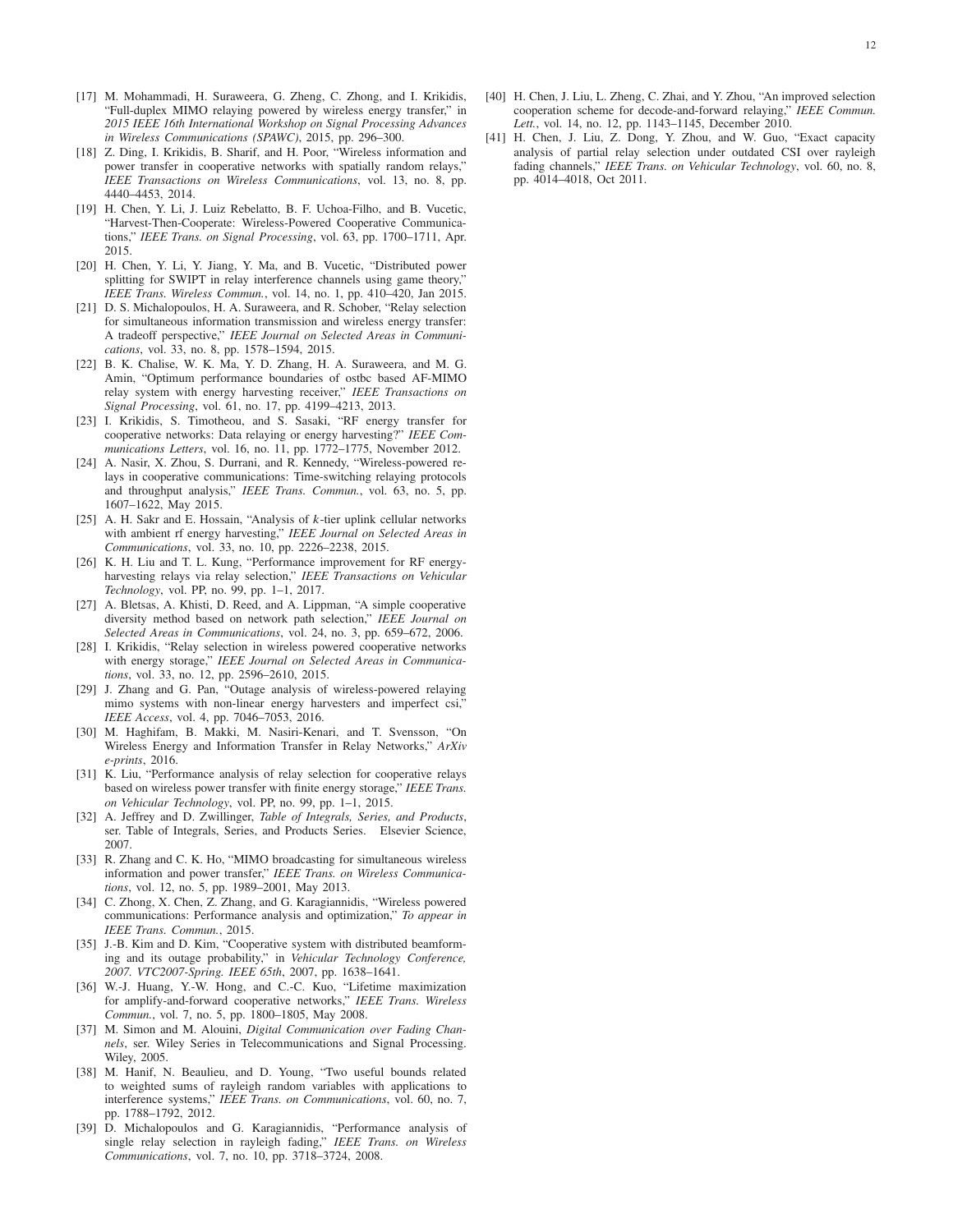[17] M. Mohammadi, H. Suraweera, G. Zheng, C. Zhong, and I. Krikidis, "Full-duplex MIMO relaying powered by wireless energy transfer," in *2015 IEEE 16th International Workshop on Signal Processing Advances in Wireless Communications (SPAWC)*, 2015, pp. 296–300.

[18] Z. Ding, I. Krikidis, B. Sharif, and H. Poor, "Wireless information and power transfer in cooperative networks with spatially random relays," *IEEE Transactions on Wireless Communications*, vol. 13, no. 8, pp. 4440–4453, 2014.

[19] H. Chen, Y. Li, J. Luiz Rebelatto, B. F. Uchoa-Filho, and B. Vucetic, "Harvest-Then-Cooperate: Wireless-Powered Cooperative Communications," *IEEE Trans. on Signal Processing*, vol. 63, pp. 1700–1711, Apr. 2015.

[20] H. Chen, Y. Li, Y. Jiang, Y. Ma, and B. Vucetic, "Distributed power splitting for SWIPT in relay interference channels using game theory," *IEEE Trans. Wireless Commun.*, vol. 14, no. 1, pp. 410–420, Jan 2015.

[21] D. S. Michalopoulos, H. A. Suraweera, and R. Schober, "Relay selection for simultaneous information transmission and wireless energy transfer: A tradeoff perspective," *IEEE Journal on Selected Areas in Communications*, vol. 33, no. 8, pp. 1578–1594, 2015.

[22] B. K. Chalise, W. K. Ma, Y. D. Zhang, H. A. Suraweera, and M. G. Amin, "Optimum performance boundaries of ostbc based AF-MIMO relay system with energy harvesting receiver," *IEEE Transactions on Signal Processing*, vol. 61, no. 17, pp. 4199–4213, 2013.

[23] I. Krikidis, S. Timotheou, and S. Sasaki, "RF energy transfer for cooperative networks: Data relaying or energy harvesting?" *IEEE Communications Letters*, vol. 16, no. 11, pp. 1772–1775, November 2012.

[24] A. Nasir, X. Zhou, S. Durrani, and R. Kennedy, "Wireless-powered relays in cooperative communications: Time-switching relaying protocols and throughput analysis," *IEEE Trans. Commun.*, vol. 63, no. 5, pp. 1607–1622, May 2015.

[25] A. H. Sakr and E. Hossain, "Analysis of $k$-tier uplink cellular networks with ambient rf energy harvesting," *IEEE Journal on Selected Areas in Communications*, vol. 33, no. 10, pp. 2226–2238, 2015.

[26] K. H. Liu and T. L. Kung, "Performance improvement for RF energy-harvesting relays via relay selection," *IEEE Transactions on Vehicular Technology*, vol. PP, no. 99, pp. 1–1, 2017.

[27] A. Bletsas, A. Khisti, D. Reed, and A. Lippman, "A simple cooperative diversity method based on network path selection," *IEEE Journal on Selected Areas in Communications*, vol. 24, no. 3, pp. 659–672, 2006.

[28] I. Krikidis, "Relay selection in wireless powered cooperative networks with energy storage," *IEEE Journal on Selected Areas in Communications*, vol. 33, no. 12, pp. 2596–2610, 2015.

[29] J. Zhang and G. Pan, "Outage analysis of wireless-powered relaying mimo systems with non-linear energy harvesters and imperfect csi," *IEEE Access*, vol. 4, pp. 7046–7053, 2016.

[30] M. Haghifam, B. Makki, M. Nasiri-Kenari, and T. Svensson, "On Wireless Energy and Information Transfer in Relay Networks," *ArXiv e-prints*, 2016.

[31] K. Liu, "Performance analysis of relay selection for cooperative relays based on wireless power transfer with finite energy storage," *IEEE Trans. on Vehicular Technology*, vol. PP, no. 99, pp. 1–1, 2015.

[32] A. Jeffrey and D. Zwillinger, *Table of Integrals, Series, and Products*, ser. Table of Integrals, Series, and Products Series. Elsevier Science, 2007.

[33] R. Zhang and C. K. Ho, "MIMO broadcasting for simultaneous wireless information and power transfer," *IEEE Trans. on Wireless Communications*, vol. 12, no. 5, pp. 1989–2001, May 2013.

[34] C. Zhong, X. Chen, Z. Zhang, and G. Karagiannidis, "Wireless powered communications: Performance analysis and optimization," *To appear in IEEE Trans. Commun.*, 2015.

[35] J.-B. Kim and D. Kim, "Cooperative system with distributed beamforming and its outage probability," in *Vehicular Technology Conference, 2007. VTC2007-Spring. IEEE 65th*, 2007, pp. 1638–1641.

[36] W.-J. Huang, Y.-W. Hong, and C.-C. Kuo, "Lifetime maximization for amplify-and-forward cooperative networks," *IEEE Trans. Wireless Commun.*, vol. 7, no. 5, pp. 1800–1805, May 2008.

[37] M. Simon and M. Alouini, *Digital Communication over Fading Channels*, ser. Wiley Series in Telecommunications and Signal Processing. Wiley, 2005.

[38] M. Hanif, N. Beaulieu, and D. Young, "Two useful bounds related to weighted sums of rayleigh random variables with applications to interference systems," *IEEE Trans. on Communications*, vol. 60, no. 7, pp. 1788–1792, 2012.

[39] D. Michalopoulos and G. Karagiannidis, "Performance analysis of single relay selection in rayleigh fading," *IEEE Trans. on Wireless Communications*, vol. 7, no. 10, pp. 3718–3724, 2008.

[40] H. Chen, J. Liu, L. Zheng, C. Zhai, and Y. Zhou, "An improved selection cooperation scheme for decode-and-forward relaying," *IEEE Commun. Lett.*, vol. 14, no. 12, pp. 1143–1145, December 2010.

[41] H. Chen, J. Liu, Z. Dong, Y. Zhou, and W. Guo, "Exact capacity analysis of partial relay selection under outdated CSI over rayleigh fading channels," *IEEE Trans. on Vehicular Technology*, vol. 60, no. 8, pp. 4014–4018, Oct 2011.